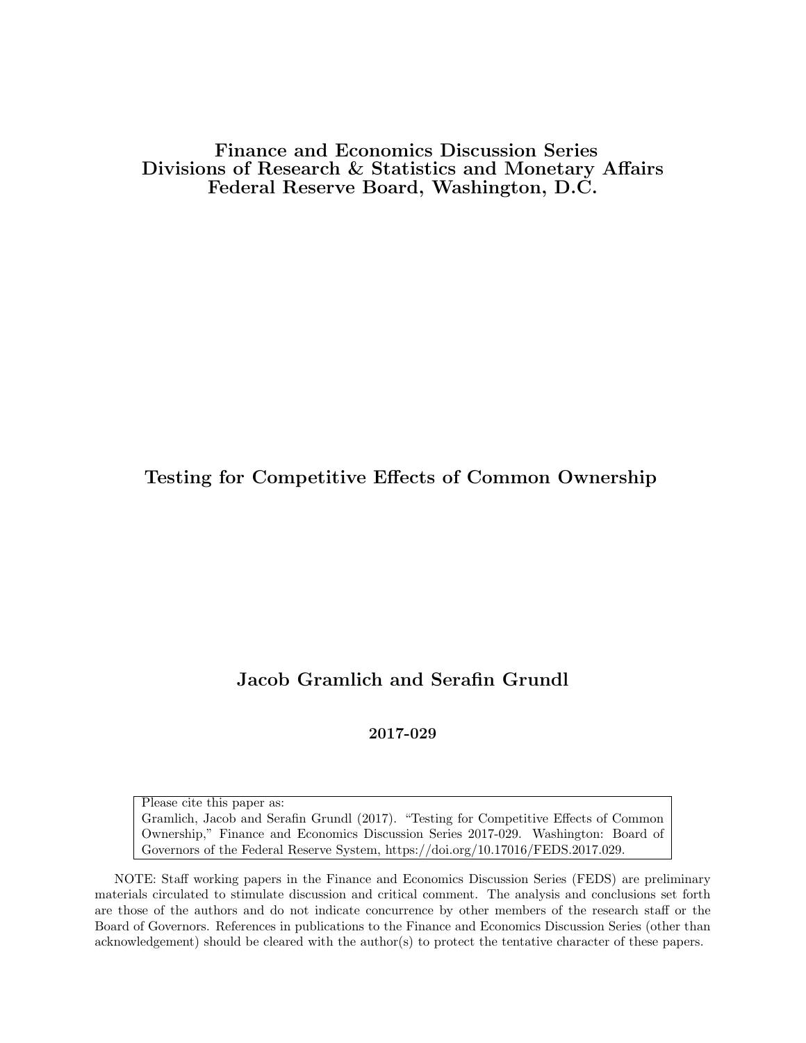**Finance and Economics Discussion Series**
**Divisions of Research & Statistics and Monetary Affairs**
**Federal Reserve Board, Washington, D.C.**

# Testing for Competitive Effects of Common Ownership

**Jacob Gramlich and Serafin Grundl**

**2017-029**

Please cite this paper as:
Gramlich, Jacob and Serafin Grundl (2017). "Testing for Competitive Effects of Common Ownership," Finance and Economics Discussion Series 2017-029. Washington: Board of Governors of the Federal Reserve System, https://doi.org/10.17016/FEDS.2017.029.

NOTE: Staff working papers in the Finance and Economics Discussion Series (FEDS) are preliminary materials circulated to stimulate discussion and critical comment. The analysis and conclusions set forth are those of the authors and do not indicate concurrence by other members of the research staff or the Board of Governors. References in publications to the Finance and Economics Discussion Series (other than acknowledgement) should be cleared with the author(s) to protect the tentative character of these papers.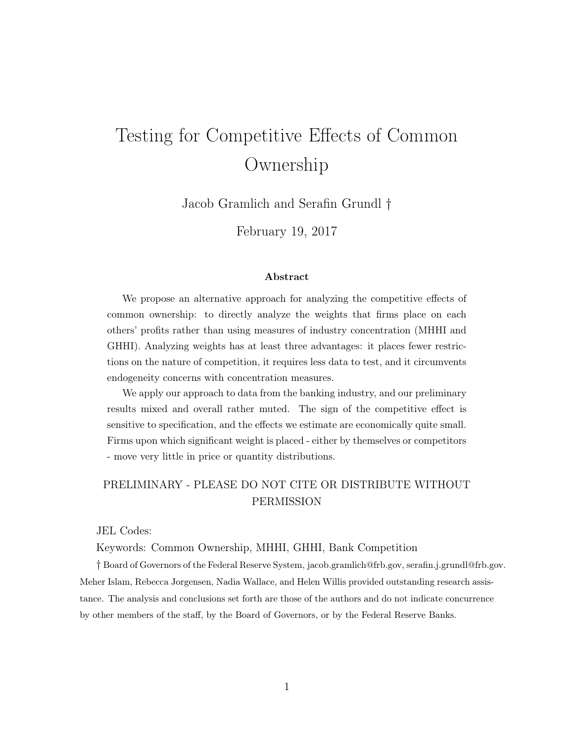# Testing for Competitive Effects of Common Ownership

Jacob Gramlich and Serafin Grundl †

February 19, 2017

### Abstract

We propose an alternative approach for analyzing the competitive effects of common ownership: to directly analyze the weights that firms place on each others' profits rather than using measures of industry concentration (MHHI and GHHI). Analyzing weights has at least three advantages: it places fewer restrictions on the nature of competition, it requires less data to test, and it circumvents endogeneity concerns with concentration measures.

We apply our approach to data from the banking industry, and our preliminary results mixed and overall rather muted. The sign of the competitive effect is sensitive to specification, and the effects we estimate are economically quite small. Firms upon which significant weight is placed - either by themselves or competitors - move very little in price or quantity distributions.

PRELIMINARY - PLEASE DO NOT CITE OR DISTRIBUTE WITHOUT PERMISSION

JEL Codes:

Keywords: Common Ownership, MHHI, GHHI, Bank Competition

† Board of Governors of the Federal Reserve System, jacob.gramlich@frb.gov, serafin.j.grundl@frb.gov. Meher Islam, Rebecca Jorgensen, Nadia Wallace, and Helen Willis provided outstanding research assistance. The analysis and conclusions set forth are those of the authors and do not indicate concurrence by other members of the staff, by the Board of Governors, or by the Federal Reserve Banks.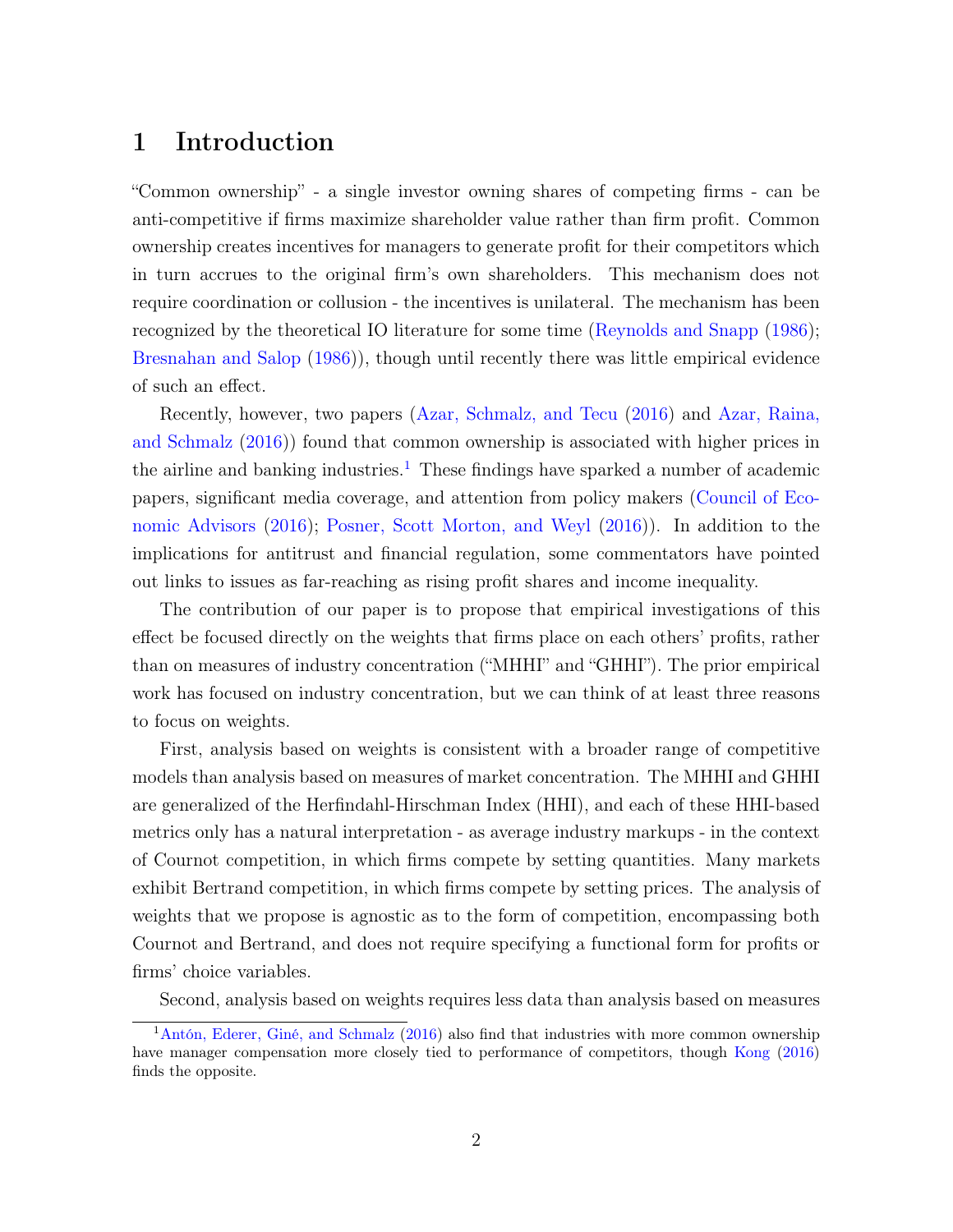# 1 Introduction

"Common ownership" - a single investor owning shares of competing firms - can be anti-competitive if firms maximize shareholder value rather than firm profit. Common ownership creates incentives for managers to generate profit for their competitors which in turn accrues to the original firm's own shareholders. This mechanism does not require coordination or collusion - the incentives is unilateral. The mechanism has been recognized by the theoretical IO literature for some time (Reynolds and Snapp (1986); Bresnahan and Salop (1986)), though until recently there was little empirical evidence of such an effect.

Recently, however, two papers (Azar, Schmalz, and Tecu (2016) and Azar, Raina, and Schmalz (2016)) found that common ownership is associated with higher prices in the airline and banking industries.[1] These findings have sparked a number of academic papers, significant media coverage, and attention from policy makers (Council of Economic Advisors (2016); Posner, Scott Morton, and Weyl (2016)). In addition to the implications for antitrust and financial regulation, some commentators have pointed out links to issues as far-reaching as rising profit shares and income inequality.

The contribution of our paper is to propose that empirical investigations of this effect be focused directly on the weights that firms place on each others' profits, rather than on measures of industry concentration ("MHHI" and "GHHI"). The prior empirical work has focused on industry concentration, but we can think of at least three reasons to focus on weights.

First, analysis based on weights is consistent with a broader range of competitive models than analysis based on measures of market concentration. The MHHI and GHHI are generalized of the Herfindahl-Hirschman Index (HHI), and each of these HHI-based metrics only has a natural interpretation - as average industry markups - in the context of Cournot competition, in which firms compete by setting quantities. Many markets exhibit Bertrand competition, in which firms compete by setting prices. The analysis of weights that we propose is agnostic as to the form of competition, encompassing both Cournot and Bertrand, and does not require specifying a functional form for profits or firms' choice variables.

Second, analysis based on weights requires less data than analysis based on measures

[1] Antón, Ederer, Giné, and Schmalz (2016) also find that industries with more common ownership have manager compensation more closely tied to performance of competitors, though Kong (2016) finds the opposite.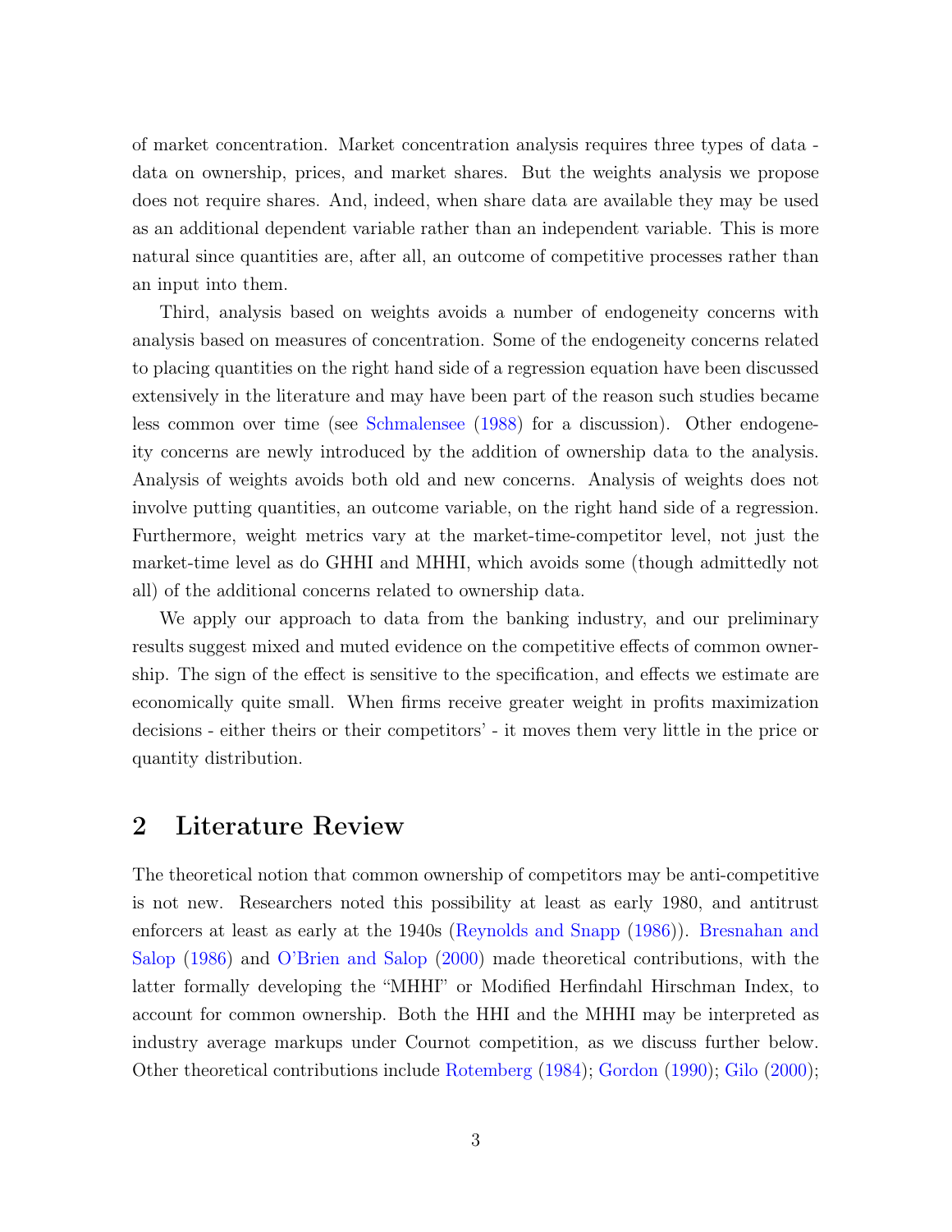of market concentration. Market concentration analysis requires three types of data - data on ownership, prices, and market shares. But the weights analysis we propose does not require shares. And, indeed, when share data are available they may be used as an additional dependent variable rather than an independent variable. This is more natural since quantities are, after all, an outcome of competitive processes rather than an input into them.

Third, analysis based on weights avoids a number of endogeneity concerns with analysis based on measures of concentration. Some of the endogeneity concerns related to placing quantities on the right hand side of a regression equation have been discussed extensively in the literature and may have been part of the reason such studies became less common over time (see Schmalensee (1988) for a discussion). Other endogeneity concerns are newly introduced by the addition of ownership data to the analysis. Analysis of weights avoids both old and new concerns. Analysis of weights does not involve putting quantities, an outcome variable, on the right hand side of a regression. Furthermore, weight metrics vary at the market-time-competitor level, not just the market-time level as do GHHI and MHHI, which avoids some (though admittedly not all) of the additional concerns related to ownership data.

We apply our approach to data from the banking industry, and our preliminary results suggest mixed and muted evidence on the competitive effects of common ownership. The sign of the effect is sensitive to the specification, and effects we estimate are economically quite small. When firms receive greater weight in profits maximization decisions - either theirs or their competitors' - it moves them very little in the price or quantity distribution.

## 2 Literature Review

The theoretical notion that common ownership of competitors may be anti-competitive is not new. Researchers noted this possibility at least as early 1980, and antitrust enforcers at least as early at the 1940s (Reynolds and Snapp (1986)). Bresnahan and Salop (1986) and O'Brien and Salop (2000) made theoretical contributions, with the latter formally developing the "MHHI" or Modified Herfindahl Hirschman Index, to account for common ownership. Both the HHI and the MHHI may be interpreted as industry average markups under Cournot competition, as we discuss further below. Other theoretical contributions include Rotemberg (1984); Gordon (1990); Gilo (2000);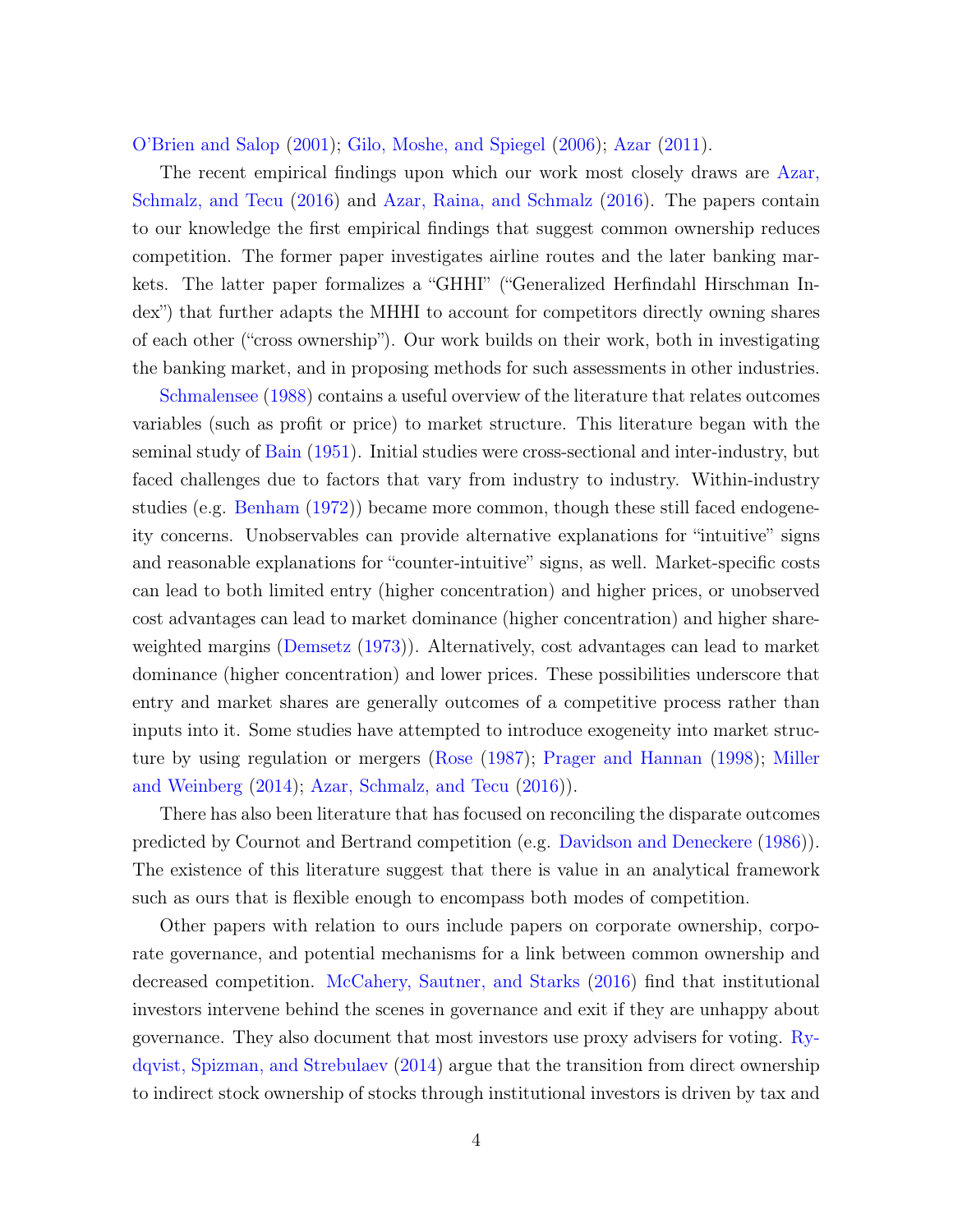O'Brien and Salop (2001); Gilo, Moshe, and Spiegel (2006); Azar (2011).

The recent empirical findings upon which our work most closely draws are Azar, Schmalz, and Tecu (2016) and Azar, Raina, and Schmalz (2016). The papers contain to our knowledge the first empirical findings that suggest common ownership reduces competition. The former paper investigates airline routes and the later banking markets. The latter paper formalizes a "GHHI" ("Generalized Herfindahl Hirschman Index") that further adapts the MHHI to account for competitors directly owning shares of each other ("cross ownership"). Our work builds on their work, both in investigating the banking market, and in proposing methods for such assessments in other industries.

Schmalensee (1988) contains a useful overview of the literature that relates outcomes variables (such as profit or price) to market structure. This literature began with the seminal study of Bain (1951). Initial studies were cross-sectional and inter-industry, but faced challenges due to factors that vary from industry to industry. Within-industry studies (e.g. Benham (1972)) became more common, though these still faced endogeneity concerns. Unobservables can provide alternative explanations for "intuitive" signs and reasonable explanations for "counter-intuitive" signs, as well. Market-specific costs can lead to both limited entry (higher concentration) and higher prices, or unobserved cost advantages can lead to market dominance (higher concentration) and higher share-weighted margins (Demsetz (1973)). Alternatively, cost advantages can lead to market dominance (higher concentration) and lower prices. These possibilities underscore that entry and market shares are generally outcomes of a competitive process rather than inputs into it. Some studies have attempted to introduce exogeneity into market structure by using regulation or mergers (Rose (1987); Prager and Hannan (1998); Miller and Weinberg (2014); Azar, Schmalz, and Tecu (2016)).

There has also been literature that has focused on reconciling the disparate outcomes predicted by Cournot and Bertrand competition (e.g. Davidson and Deneckere (1986)). The existence of this literature suggest that there is value in an analytical framework such as ours that is flexible enough to encompass both modes of competition.

Other papers with relation to ours include papers on corporate ownership, corporate governance, and potential mechanisms for a link between common ownership and decreased competition. McCahery, Sautner, and Starks (2016) find that institutional investors intervene behind the scenes in governance and exit if they are unhappy about governance. They also document that most investors use proxy advisers for voting. Rydqvist, Spizman, and Strebulaev (2014) argue that the transition from direct ownership to indirect stock ownership of stocks through institutional investors is driven by tax and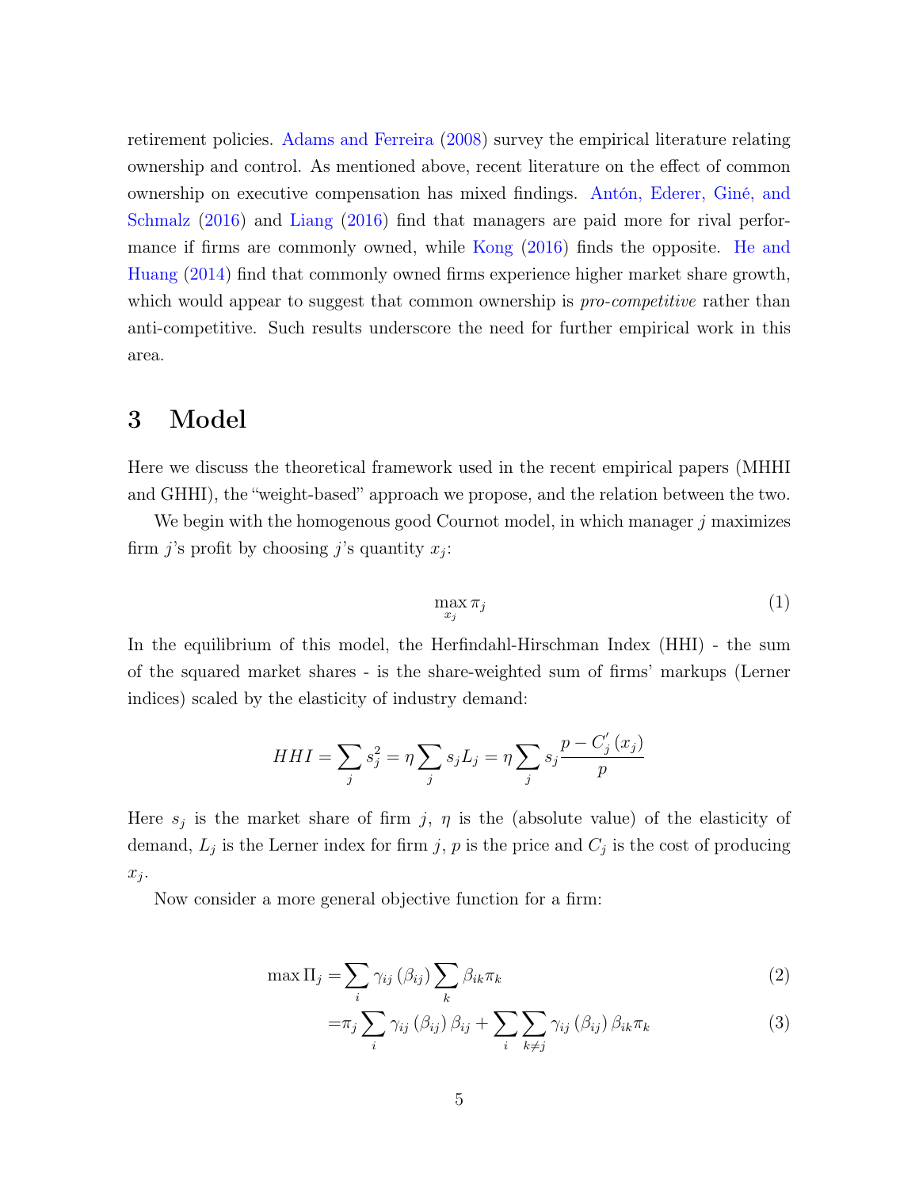retirement policies. Adams and Ferreira (2008) survey the empirical literature relating ownership and control. As mentioned above, recent literature on the effect of common ownership on executive compensation has mixed findings. Antón, Ederer, Giné, and Schmalz (2016) and Liang (2016) find that managers are paid more for rival performance if firms are commonly owned, while Kong (2016) finds the opposite. He and Huang (2014) find that commonly owned firms experience higher market share growth, which would appear to suggest that common ownership is *pro-competitive* rather than anti-competitive. Such results underscore the need for further empirical work in this area.

# 3 Model

Here we discuss the theoretical framework used in the recent empirical papers (MHHI and GHHI), the "weight-based" approach we propose, and the relation between the two.

We begin with the homogenous good Cournot model, in which manager $j$ maximizes firm $j$'s profit by choosing $j$'s quantity $x_j$:

$$\max_{x_j} \pi_j \tag{1}$$

In the equilibrium of this model, the Herfindahl-Hirschman Index (HHI) - the sum of the squared market shares - is the share-weighted sum of firms' markups (Lerner indices) scaled by the elasticity of industry demand:

$$HHI = \sum_j s_j^2 = \eta \sum_j s_j L_j = \eta \sum_j s_j \frac{p - C_j'(x_j)}{p}$$

Here $s_j$ is the market share of firm $j$, $\eta$ is the (absolute value) of the elasticity of demand, $L_j$ is the Lerner index for firm $j$, $p$ is the price and $C_j$ is the cost of producing $x_j$.

Now consider a more general objective function for a firm:

$$\max \Pi_j = \sum_i \gamma_{ij}(\beta_{ij}) \sum_k \beta_{ik} \pi_k \tag{2}$$

$$= \pi_j \sum_i \gamma_{ij}(\beta_{ij}) \beta_{ij} + \sum_i \sum_{k \neq j} \gamma_{ij}(\beta_{ij}) \beta_{ik} \pi_k \tag{3}$$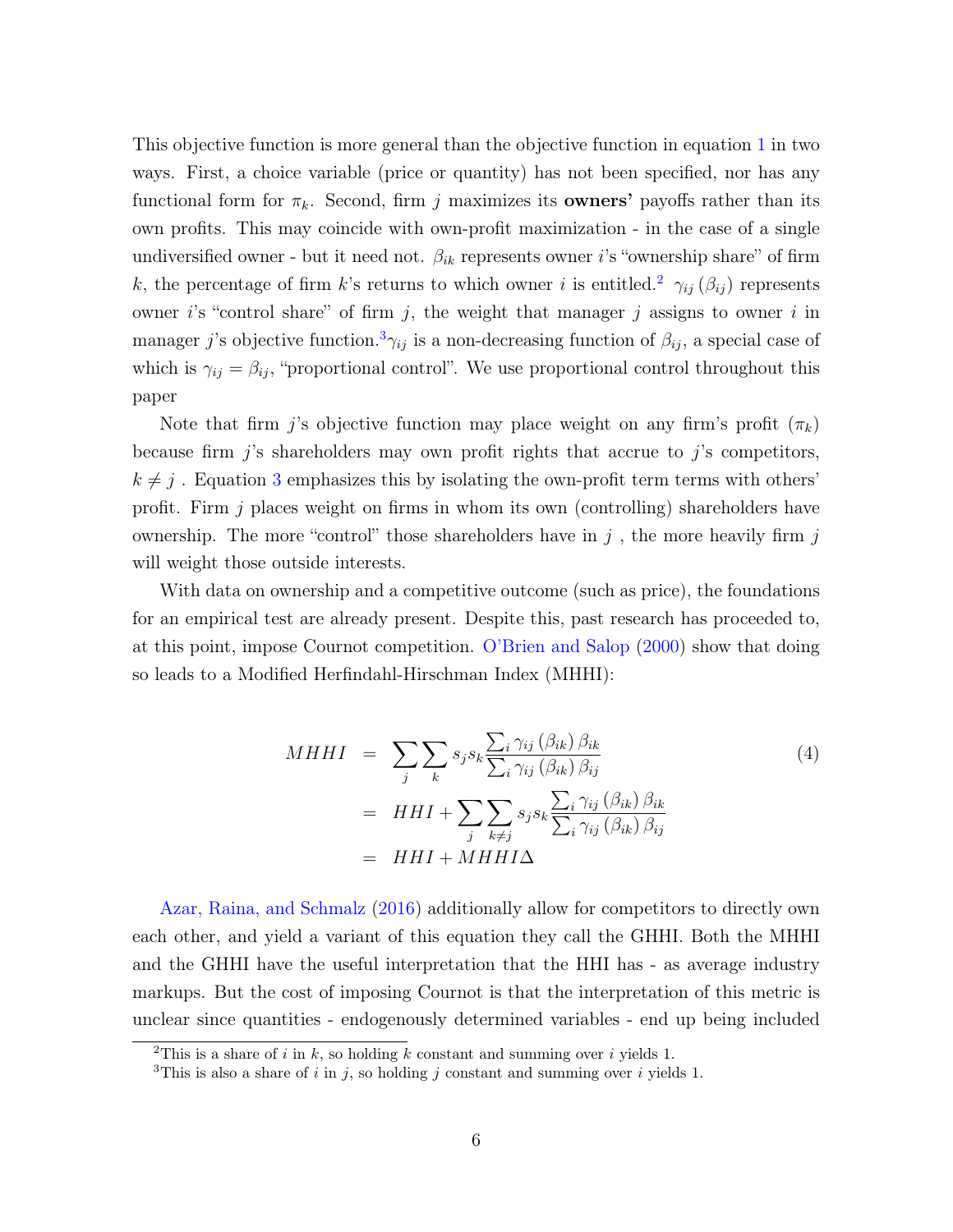This objective function is more general than the objective function in equation 1 in two ways. First, a choice variable (price or quantity) has not been specified, nor has any functional form for $\pi_k$. Second, firm $j$ maximizes its **owners'** payoffs rather than its own profits. This may coincide with own-profit maximization - in the case of a single undiversified owner - but it need not. $\beta_{ik}$ represents owner $i$'s "ownership share" of firm $k$, the percentage of firm $k$'s returns to which owner $i$ is entitled.[2] $\gamma_{ij}(\beta_{ij})$ represents owner $i$'s "control share" of firm $j$, the weight that manager $j$ assigns to owner $i$ in manager $j$'s objective function.[3] $\gamma_{ij}$ is a non-decreasing function of $\beta_{ij}$, a special case of which is $\gamma_{ij} = \beta_{ij}$, "proportional control". We use proportional control throughout this paper

Note that firm $j$'s objective function may place weight on any firm's profit ($\pi_k$) because firm $j$'s shareholders may own profit rights that accrue to $j$'s competitors, $k \neq j$ . Equation 3 emphasizes this by isolating the own-profit term terms with others' profit. Firm $j$ places weight on firms in whom its own (controlling) shareholders have ownership. The more "control" those shareholders have in $j$ , the more heavily firm $j$ will weight those outside interests.

With data on ownership and a competitive outcome (such as price), the foundations for an empirical test are already present. Despite this, past research has proceeded to, at this point, impose Cournot competition. O'Brien and Salop (2000) show that doing so leads to a Modified Herfindahl-Hirschman Index (MHHI):

$$
\begin{aligned}
MHHI &= \sum_j \sum_k s_j s_k \frac{\sum_i \gamma_{ij}(\beta_{ik}) \beta_{ik}}{\sum_i \gamma_{ij}(\beta_{ik}) \beta_{ij}} \\
&= HHI + \sum_j \sum_{k \neq j} s_j s_k \frac{\sum_i \gamma_{ij}(\beta_{ik}) \beta_{ik}}{\sum_i \gamma_{ij}(\beta_{ik}) \beta_{ij}} \\
&= HHI + MHHI\Delta
\end{aligned}
\tag{4}
$$

Azar, Raina, and Schmalz (2016) additionally allow for competitors to directly own each other, and yield a variant of this equation they call the GHHI. Both the MHHI and the GHHI have the useful interpretation that the HHI has - as average industry markups. But the cost of imposing Cournot is that the interpretation of this metric is unclear since quantities - endogenously determined variables - end up being included

[2] This is a share of $i$ in $k$, so holding $k$ constant and summing over $i$ yields 1.

[3] This is also a share of $i$ in $j$, so holding $j$ constant and summing over $i$ yields 1.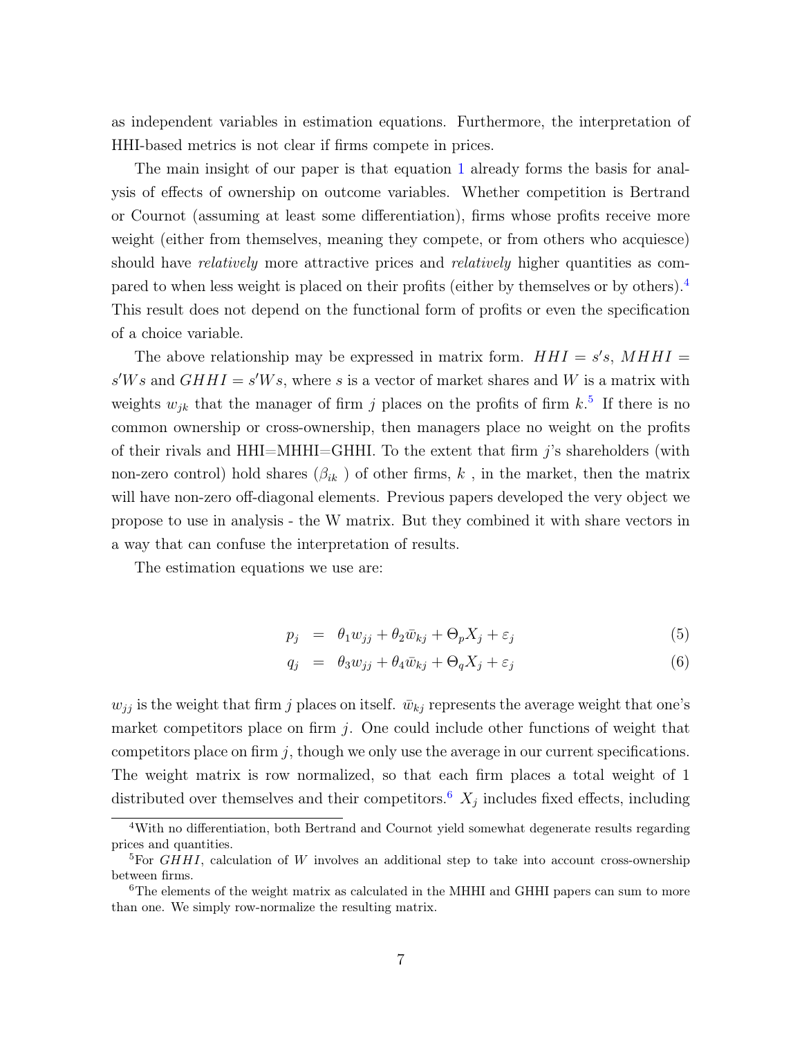as independent variables in estimation equations. Furthermore, the interpretation of HHI-based metrics is not clear if firms compete in prices.

The main insight of our paper is that equation 1 already forms the basis for analysis of effects of ownership on outcome variables. Whether competition is Bertrand or Cournot (assuming at least some differentiation), firms whose profits receive more weight (either from themselves, meaning they compete, or from others who acquiesce) should have *relatively* more attractive prices and *relatively* higher quantities as compared to when less weight is placed on their profits (either by themselves or by others).[4] This result does not depend on the functional form of profits or even the specification of a choice variable.

The above relationship may be expressed in matrix form. $HHI = s's$, $MHHI = s'Ws$ and $GHHI = s'Ws$, where $s$ is a vector of market shares and $W$ is a matrix with weights $w_{jk}$ that the manager of firm $j$ places on the profits of firm $k$.[5] If there is no common ownership or cross-ownership, then managers place no weight on the profits of their rivals and HHI=MHHI=GHHI. To the extent that firm $j$'s shareholders (with non-zero control) hold shares ($\beta_{ik}$ ) of other firms, $k$ , in the market, then the matrix will have non-zero off-diagonal elements. Previous papers developed the very object we propose to use in analysis - the W matrix. But they combined it with share vectors in a way that can confuse the interpretation of results.

The estimation equations we use are:

$$p_j = \theta_1 w_{jj} + \theta_2 \bar{w}_{kj} + \Theta_p X_j + \varepsilon_j \tag{5}$$

$$q_j = \theta_3 w_{jj} + \theta_4 \bar{w}_{kj} + \Theta_q X_j + \varepsilon_j \tag{6}$$

$w_{jj}$ is the weight that firm $j$ places on itself. $\bar{w}_{kj}$ represents the average weight that one's market competitors place on firm $j$. One could include other functions of weight that competitors place on firm $j$, though we only use the average in our current specifications. The weight matrix is row normalized, so that each firm places a total weight of 1 distributed over themselves and their competitors.[6] $X_j$ includes fixed effects, including

[4] With no differentiation, both Bertrand and Cournot yield somewhat degenerate results regarding prices and quantities.

[5] For $GHHI$, calculation of $W$ involves an additional step to take into account cross-ownership between firms.

[6] The elements of the weight matrix as calculated in the MHHI and GHHI papers can sum to more than one. We simply row-normalize the resulting matrix.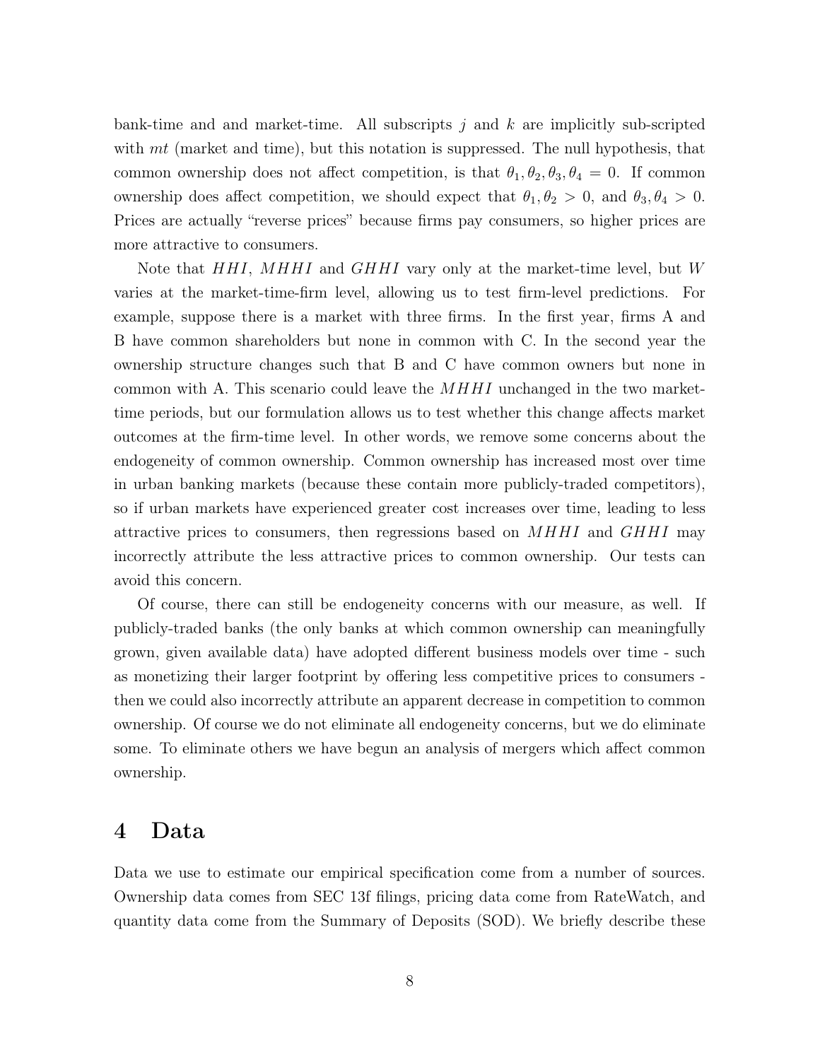bank-time and and market-time. All subscripts $j$ and $k$ are implicitly sub-scripted with $mt$ (market and time), but this notation is suppressed. The null hypothesis, that common ownership does not affect competition, is that $\theta_1, \theta_2, \theta_3, \theta_4 = 0$. If common ownership does affect competition, we should expect that $\theta_1, \theta_2 > 0$, and $\theta_3, \theta_4 > 0$. Prices are actually "reverse prices" because firms pay consumers, so higher prices are more attractive to consumers.

Note that $HHI$, $MHHI$ and $GHHI$ vary only at the market-time level, but $W$ varies at the market-time-firm level, allowing us to test firm-level predictions. For example, suppose there is a market with three firms. In the first year, firms A and B have common shareholders but none in common with C. In the second year the ownership structure changes such that B and C have common owners but none in common with A. This scenario could leave the $MHHI$ unchanged in the two market-time periods, but our formulation allows us to test whether this change affects market outcomes at the firm-time level. In other words, we remove some concerns about the endogeneity of common ownership. Common ownership has increased most over time in urban banking markets (because these contain more publicly-traded competitors), so if urban markets have experienced greater cost increases over time, leading to less attractive prices to consumers, then regressions based on $MHHI$ and $GHHI$ may incorrectly attribute the less attractive prices to common ownership. Our tests can avoid this concern.

Of course, there can still be endogeneity concerns with our measure, as well. If publicly-traded banks (the only banks at which common ownership can meaningfully grown, given available data) have adopted different business models over time - such as monetizing their larger footprint by offering less competitive prices to consumers - then we could also incorrectly attribute an apparent decrease in competition to common ownership. Of course we do not eliminate all endogeneity concerns, but we do eliminate some. To eliminate others we have begun an analysis of mergers which affect common ownership.

# 4 Data

Data we use to estimate our empirical specification come from a number of sources. Ownership data comes from SEC 13f filings, pricing data come from RateWatch, and quantity data come from the Summary of Deposits (SOD). We briefly describe these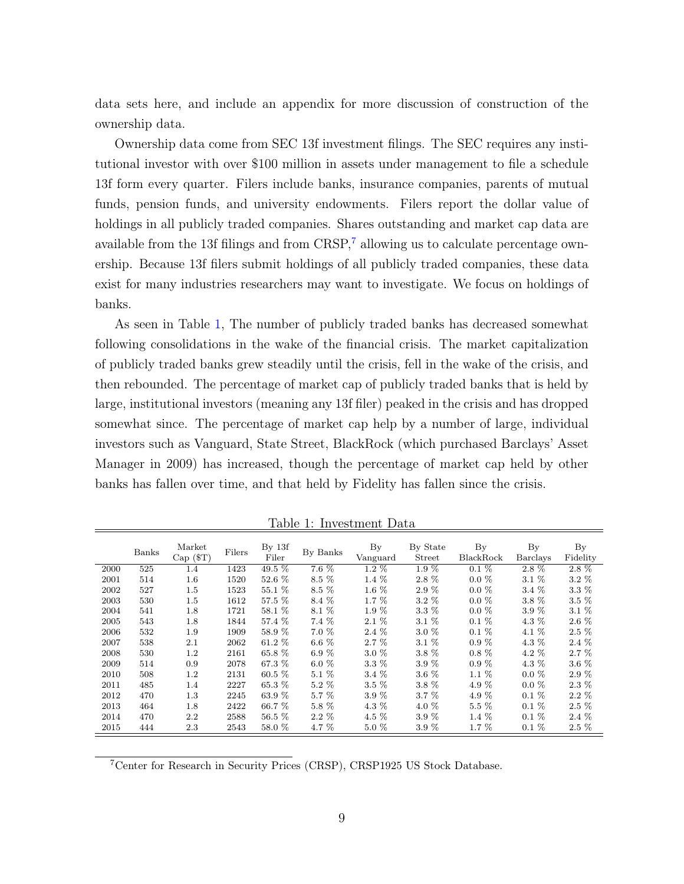data sets here, and include an appendix for more discussion of construction of the ownership data.

Ownership data come from SEC 13f investment filings. The SEC requires any institutional investor with over \$100 million in assets under management to file a schedule 13f form every quarter. Filers include banks, insurance companies, parents of mutual funds, pension funds, and university endowments. Filers report the dollar value of holdings in all publicly traded companies. Shares outstanding and market cap data are available from the 13f filings and from CRSP,[7] allowing us to calculate percentage ownership. Because 13f filers submit holdings of all publicly traded companies, these data exist for many industries researchers may want to investigate. We focus on holdings of banks.

As seen in Table 1, The number of publicly traded banks has decreased somewhat following consolidations in the wake of the financial crisis. The market capitalization of publicly traded banks grew steadily until the crisis, fell in the wake of the crisis, and then rebounded. The percentage of market cap of publicly traded banks that is held by large, institutional investors (meaning any 13f filer) peaked in the crisis and has dropped somewhat since. The percentage of market cap help by a number of large, individual investors such as Vanguard, State Street, BlackRock (which purchased Barclays' Asset Manager in 2009) has increased, though the percentage of market cap held by other banks has fallen over time, and that held by Fidelity has fallen since the crisis.

Table 1: Investment Data

| | Banks | Market Cap ($T) | Filers | By 13f Filer | By Banks | By Vanguard | By State Street | By BlackRock | By Barclays | By Fidelity |
|---|---|---|---|---|---|---|---|---|---|---|
| 2000 | 525 | 1.4 | 1423 | 49.5 % | 7.6 % | 1.2 % | 1.9 % | 0.1 % | 2.8 % | 2.8 % |
| 2001 | 514 | 1.6 | 1520 | 52.6 % | 8.5 % | 1.4 % | 2.8 % | 0.0 % | 3.1 % | 3.2 % |
| 2002 | 527 | 1.5 | 1523 | 55.1 % | 8.5 % | 1.6 % | 2.9 % | 0.0 % | 3.4 % | 3.3 % |
| 2003 | 530 | 1.5 | 1612 | 57.5 % | 8.4 % | 1.7 % | 3.2 % | 0.0 % | 3.8 % | 3.5 % |
| 2004 | 541 | 1.8 | 1721 | 58.1 % | 8.1 % | 1.9 % | 3.3 % | 0.0 % | 3.9 % | 3.1 % |
| 2005 | 543 | 1.8 | 1844 | 57.4 % | 7.4 % | 2.1 % | 3.1 % | 0.1 % | 4.3 % | 2.6 % |
| 2006 | 532 | 1.9 | 1909 | 58.9 % | 7.0 % | 2.4 % | 3.0 % | 0.1 % | 4.1 % | 2.5 % |
| 2007 | 538 | 2.1 | 2062 | 61.2 % | 6.6 % | 2.7 % | 3.1 % | 0.9 % | 4.3 % | 2.4 % |
| 2008 | 530 | 1.2 | 2161 | 65.8 % | 6.9 % | 3.0 % | 3.8 % | 0.8 % | 4.2 % | 2.7 % |
| 2009 | 514 | 0.9 | 2078 | 67.3 % | 6.0 % | 3.3 % | 3.9 % | 0.9 % | 4.3 % | 3.6 % |
| 2010 | 508 | 1.2 | 2131 | 60.5 % | 5.1 % | 3.4 % | 3.6 % | 1.1 % | 0.0 % | 2.9 % |
| 2011 | 485 | 1.4 | 2227 | 65.3 % | 5.2 % | 3.5 % | 3.8 % | 4.9 % | 0.0 % | 2.3 % |
| 2012 | 470 | 1.3 | 2245 | 63.9 % | 5.7 % | 3.9 % | 3.7 % | 4.9 % | 0.1 % | 2.2 % |
| 2013 | 464 | 1.8 | 2422 | 66.7 % | 5.8 % | 4.3 % | 4.0 % | 5.5 % | 0.1 % | 2.5 % |
| 2014 | 470 | 2.2 | 2588 | 56.5 % | 2.2 % | 4.5 % | 3.9 % | 1.4 % | 0.1 % | 2.4 % |
| 2015 | 444 | 2.3 | 2543 | 58.0 % | 4.7 % | 5.0 % | 3.9 % | 1.7 % | 0.1 % | 2.5 % |

[7] Center for Research in Security Prices (CRSP), CRSP1925 US Stock Database.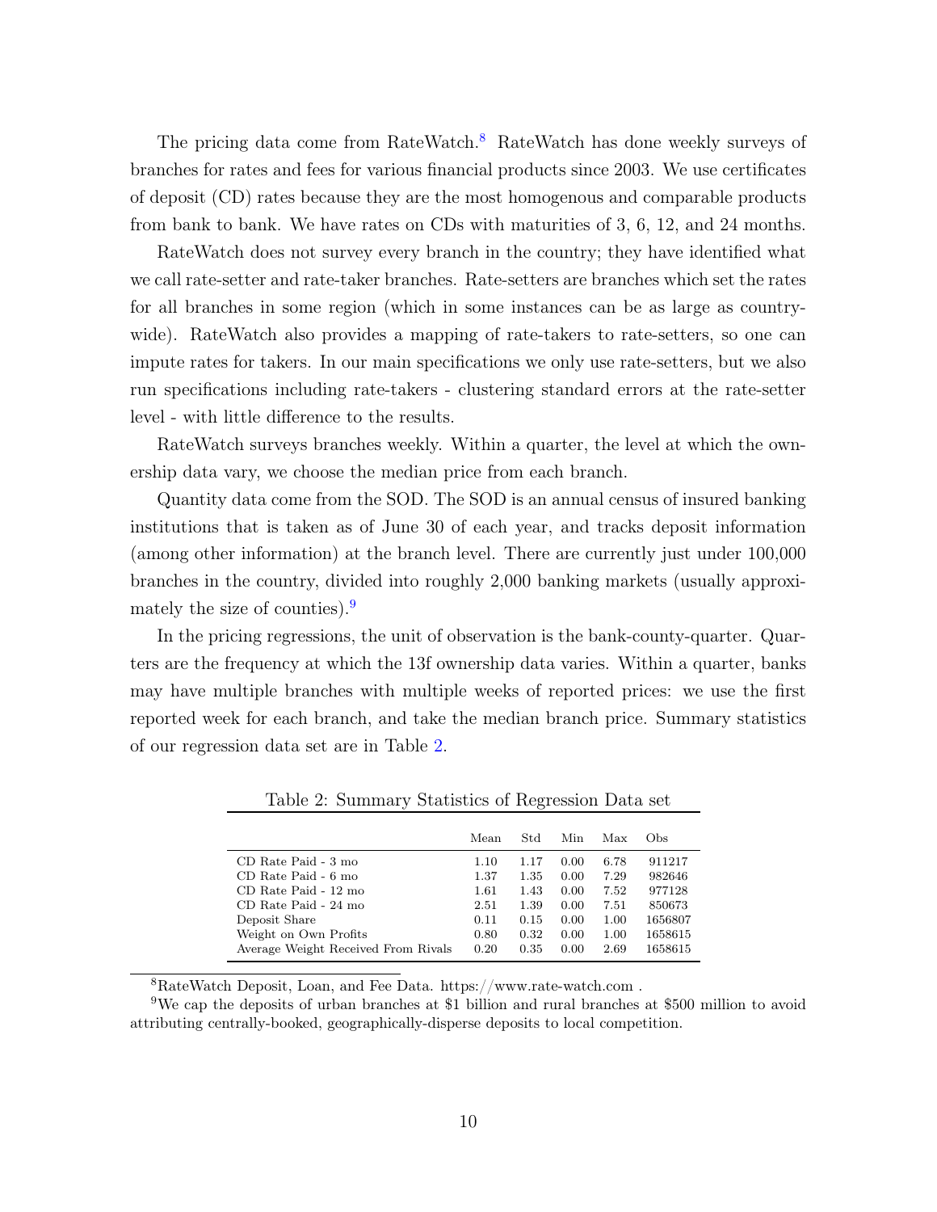The pricing data come from RateWatch.[8] RateWatch has done weekly surveys of branches for rates and fees for various financial products since 2003. We use certificates of deposit (CD) rates because they are the most homogenous and comparable products from bank to bank. We have rates on CDs with maturities of 3, 6, 12, and 24 months.

RateWatch does not survey every branch in the country; they have identified what we call rate-setter and rate-taker branches. Rate-setters are branches which set the rates for all branches in some region (which in some instances can be as large as country-wide). RateWatch also provides a mapping of rate-takers to rate-setters, so one can impute rates for takers. In our main specifications we only use rate-setters, but we also run specifications including rate-takers - clustering standard errors at the rate-setter level - with little difference to the results.

RateWatch surveys branches weekly. Within a quarter, the level at which the ownership data vary, we choose the median price from each branch.

Quantity data come from the SOD. The SOD is an annual census of insured banking institutions that is taken as of June 30 of each year, and tracks deposit information (among other information) at the branch level. There are currently just under 100,000 branches in the country, divided into roughly 2,000 banking markets (usually approximately the size of counties).[9]

In the pricing regressions, the unit of observation is the bank-county-quarter. Quarters are the frequency at which the 13f ownership data varies. Within a quarter, banks may have multiple branches with multiple weeks of reported prices: we use the first reported week for each branch, and take the median branch price. Summary statistics of our regression data set are in Table 2.

Table 2: Summary Statistics of Regression Data set

| | Mean | Std | Min | Max | Obs |
|---|---|---|---|---|---|
| CD Rate Paid - 3 mo | 1.10 | 1.17 | 0.00 | 6.78 | 911217 |
| CD Rate Paid - 6 mo | 1.37 | 1.35 | 0.00 | 7.29 | 982646 |
| CD Rate Paid - 12 mo | 1.61 | 1.43 | 0.00 | 7.52 | 977128 |
| CD Rate Paid - 24 mo | 2.51 | 1.39 | 0.00 | 7.51 | 850673 |
| Deposit Share | 0.11 | 0.15 | 0.00 | 1.00 | 1656807 |
| Weight on Own Profits | 0.80 | 0.32 | 0.00 | 1.00 | 1658615 |
| Average Weight Received From Rivals | 0.20 | 0.35 | 0.00 | 2.69 | 1658615 |

[8] RateWatch Deposit, Loan, and Fee Data. https://www.rate-watch.com .

[9] We cap the deposits of urban branches at $1 billion and rural branches at $500 million to avoid attributing centrally-booked, geographically-disperse deposits to local competition.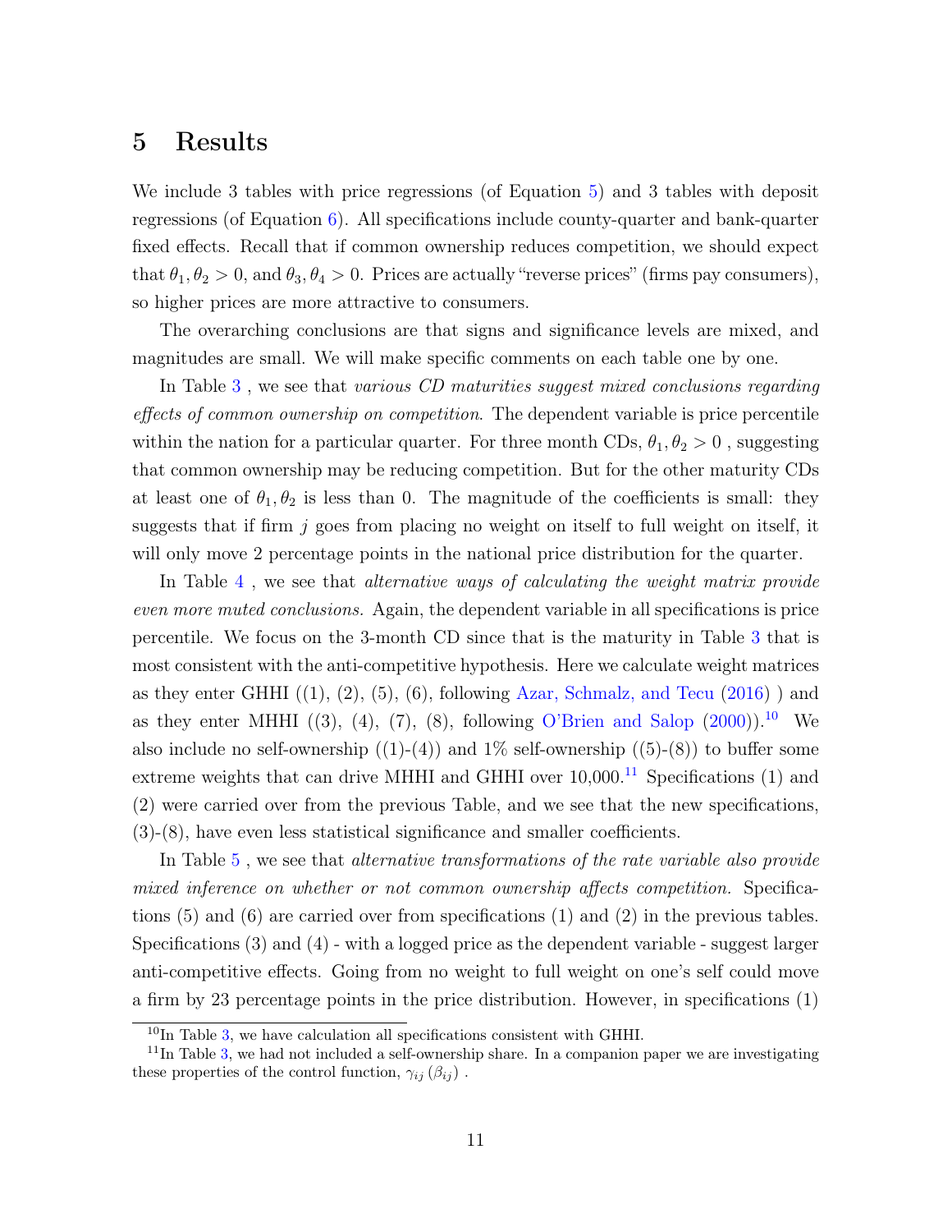# 5 Results

We include 3 tables with price regressions (of Equation 5) and 3 tables with deposit regressions (of Equation 6). All specifications include county-quarter and bank-quarter fixed effects. Recall that if common ownership reduces competition, we should expect that $\theta_1, \theta_2 > 0$, and $\theta_3, \theta_4 > 0$. Prices are actually "reverse prices" (firms pay consumers), so higher prices are more attractive to consumers.

The overarching conclusions are that signs and significance levels are mixed, and magnitudes are small. We will make specific comments on each table one by one.

In Table 3 , we see that *various CD maturities suggest mixed conclusions regarding effects of common ownership on competition*. The dependent variable is price percentile within the nation for a particular quarter. For three month CDs, $\theta_1, \theta_2 > 0$ , suggesting that common ownership may be reducing competition. But for the other maturity CDs at least one of $\theta_1, \theta_2$ is less than 0. The magnitude of the coefficients is small: they suggests that if firm $j$ goes from placing no weight on itself to full weight on itself, it will only move 2 percentage points in the national price distribution for the quarter.

In Table 4 , we see that *alternative ways of calculating the weight matrix provide even more muted conclusions.* Again, the dependent variable in all specifications is price percentile. We focus on the 3-month CD since that is the maturity in Table 3 that is most consistent with the anti-competitive hypothesis. Here we calculate weight matrices as they enter GHHI ((1), (2), (5), (6), following Azar, Schmalz, and Tecu (2016) ) and as they enter MHHI ((3), (4), (7), (8), following O'Brien and Salop (2000)).[10] We also include no self-ownership ((1)-(4)) and 1% self-ownership ((5)-(8)) to buffer some extreme weights that can drive MHHI and GHHI over 10,000.[11] Specifications (1) and (2) were carried over from the previous Table, and we see that the new specifications, (3)-(8), have even less statistical significance and smaller coefficients.

In Table 5 , we see that *alternative transformations of the rate variable also provide mixed inference on whether or not common ownership affects competition.* Specifications (5) and (6) are carried over from specifications (1) and (2) in the previous tables. Specifications (3) and (4) - with a logged price as the dependent variable - suggest larger anti-competitive effects. Going from no weight to full weight on one's self could move a firm by 23 percentage points in the price distribution. However, in specifications (1)

[10] In Table 3, we have calculation all specifications consistent with GHHI.

[11] In Table 3, we had not included a self-ownership share. In a companion paper we are investigating these properties of the control function, $\gamma_{ij}(\beta_{ij})$ .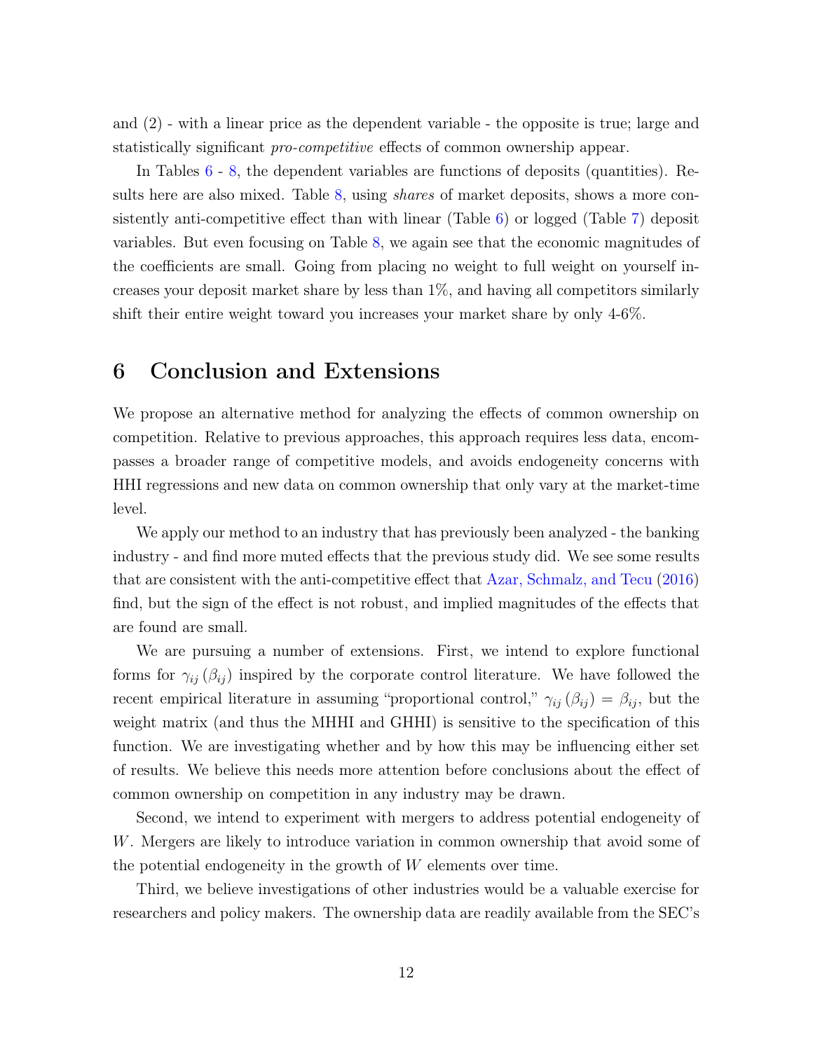and (2) - with a linear price as the dependent variable - the opposite is true; large and statistically significant *pro-competitive* effects of common ownership appear.

In Tables 6 - 8, the dependent variables are functions of deposits (quantities). Results here are also mixed. Table 8, using *shares* of market deposits, shows a more consistently anti-competitive effect than with linear (Table 6) or logged (Table 7) deposit variables. But even focusing on Table 8, we again see that the economic magnitudes of the coefficients are small. Going from placing no weight to full weight on yourself increases your deposit market share by less than 1%, and having all competitors similarly shift their entire weight toward you increases your market share by only 4-6%.

# 6 Conclusion and Extensions

We propose an alternative method for analyzing the effects of common ownership on competition. Relative to previous approaches, this approach requires less data, encompasses a broader range of competitive models, and avoids endogeneity concerns with HHI regressions and new data on common ownership that only vary at the market-time level.

We apply our method to an industry that has previously been analyzed - the banking industry - and find more muted effects that the previous study did. We see some results that are consistent with the anti-competitive effect that Azar, Schmalz, and Tecu (2016) find, but the sign of the effect is not robust, and implied magnitudes of the effects that are found are small.

We are pursuing a number of extensions. First, we intend to explore functional forms for $\gamma_{ij}(\beta_{ij})$ inspired by the corporate control literature. We have followed the recent empirical literature in assuming "proportional control," $\gamma_{ij}(\beta_{ij}) = \beta_{ij}$, but the weight matrix (and thus the MHHI and GHHI) is sensitive to the specification of this function. We are investigating whether and by how this may be influencing either set of results. We believe this needs more attention before conclusions about the effect of common ownership on competition in any industry may be drawn.

Second, we intend to experiment with mergers to address potential endogeneity of $W$. Mergers are likely to introduce variation in common ownership that avoid some of the potential endogeneity in the growth of $W$ elements over time.

Third, we believe investigations of other industries would be a valuable exercise for researchers and policy makers. The ownership data are readily available from the SEC's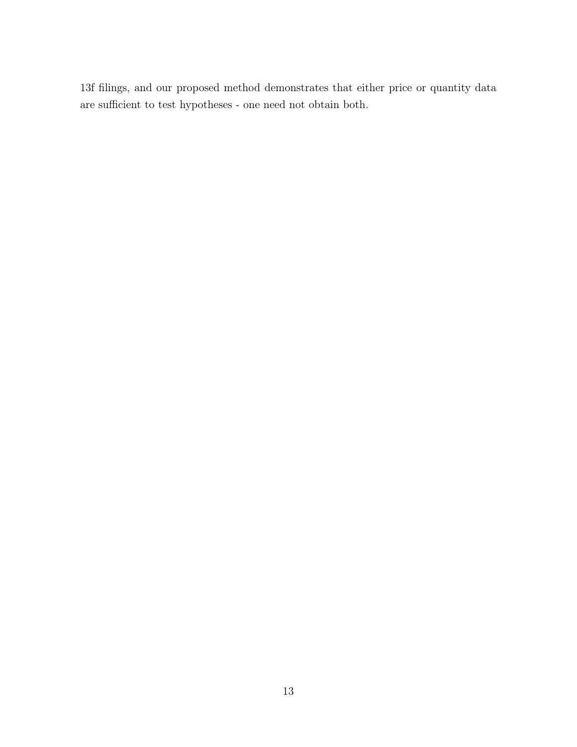13f filings, and our proposed method demonstrates that either price or quantity data are sufficient to test hypotheses - one need not obtain both.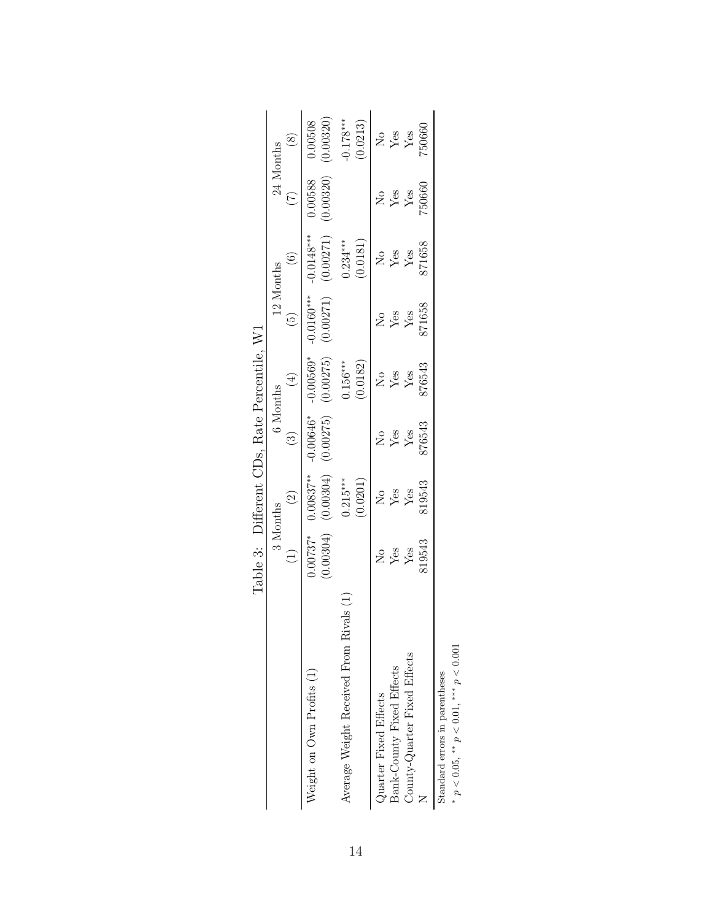Table 3: Different CDs, Rate Percentile, W1

| | 3 Months | | 6 Months | | 12 Months | | 24 Months | |
|---|---|---|---|---|---|---|---|---|
| | (1) | (2) | (3) | (4) | (5) | (6) | (7) | (8) |
| Weight on Own Profits (1) | 0.00737* | 0.00837** | -0.00646* | -0.00569* | -0.0160*** | -0.0148*** | 0.00588 | 0.00508 |
| | (0.00304) | (0.00304) | (0.00275) | (0.00275) | (0.00271) | (0.00271) | (0.00320) | (0.00320) |
| Average Weight Received From Rivals (1) | | 0.215*** | | 0.156*** | | 0.234*** | | -0.178*** |
| | | (0.0201) | | (0.0182) | | (0.0181) | | (0.0213) |
| Quarter Fixed Effects | No | No | No | No | No | No | No | No |
| Bank-County Fixed Effects | Yes | Yes | Yes | Yes | Yes | Yes | Yes | Yes |
| County-Quarter Fixed Effects | Yes | Yes | Yes | Yes | Yes | Yes | Yes | Yes |
| N | 819543 | 819543 | 876543 | 876543 | 871658 | 871658 | 750660 | 750660 |

Standard errors in parentheses

\* $p < 0.05$, \*\* $p < 0.01$, \*\*\* $p < 0.001$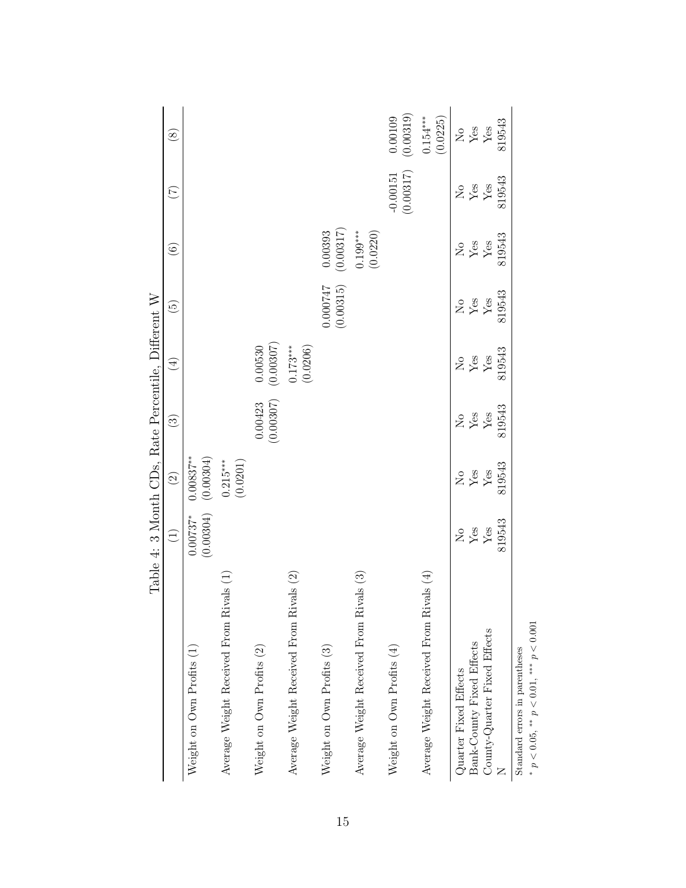Table 4: 3 Month CDs, Rate Percentile, Different W

| | (1) | (2) | (3) | (4) | (5) | (6) | (7) | (8) |
|---|---|---|---|---|---|---|---|---|
| Weight on Own Profits (1) | 0.00737* | 0.00837** | | | | | | |
| | (0.00304) | (0.00304) | | | | | | |
| Average Weight Received From Rivals (1) | | 0.215*** | | | | | | |
| | | (0.0201) | | | | | | |
| Weight on Own Profits (2) | | | 0.00423 | 0.00530 | | | | |
| | | | (0.00307) | (0.00307) | | | | |
| Average Weight Received From Rivals (2) | | | | 0.173*** | | | | |
| | | | | (0.0206) | | | | |
| Weight on Own Profits (3) | | | | | 0.000747 | 0.00393 | | |
| | | | | | (0.00315) | (0.00317) | | |
| Average Weight Received From Rivals (3) | | | | | | 0.199*** | | |
| | | | | | | (0.0220) | | |
| Weight on Own Profits (4) | | | | | | | -0.00151 | 0.00109 |
| | | | | | | | (0.00317) | (0.00319) |
| Average Weight Received From Rivals (4) | | | | | | | | 0.154*** |
| | | | | | | | | (0.0225) |
| Quarter Fixed Effects | No | No | No | No | No | No | No | No |
| Bank-County Fixed Effects | Yes | Yes | Yes | Yes | Yes | Yes | Yes | Yes |
| County-Quarter Fixed Effects | Yes | Yes | Yes | Yes | Yes | Yes | Yes | Yes |
| N | 819543 | 819543 | 819543 | 819543 | 819543 | 819543 | 819543 | 819543 |

Standard errors in parentheses

* $p < 0.05$, ** $p < 0.01$, *** $p < 0.001$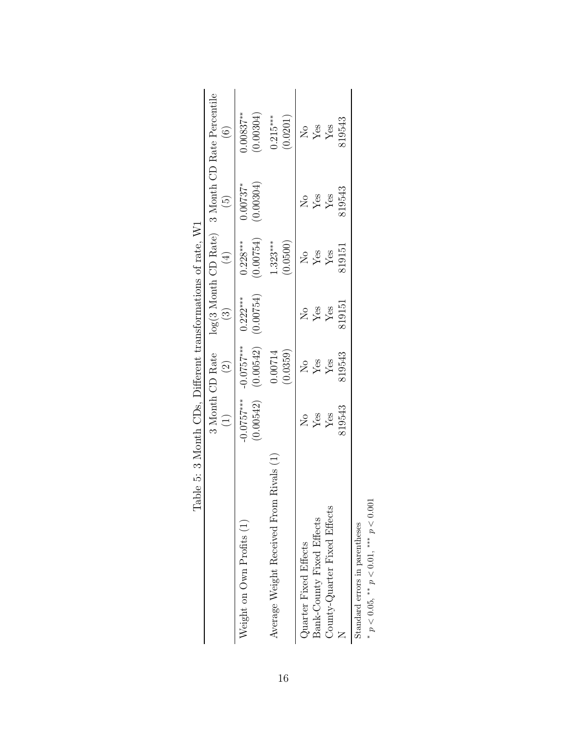Table 5: 3 Month CDs, Different transformations of rate, W1

| | 3 Month CD Rate | | log(3 Month CD Rate) | | 3 Month CD Rate Percentile | |
|---|---|---|---|---|---|---|
| | (1) | (2) | (3) | (4) | (5) | (6) |
| Weight on Own Profits (1) | -0.0757*** | -0.0757*** | 0.222*** | 0.228*** | 0.00737* | 0.00837** |
| | (0.00542) | (0.00542) | (0.00754) | (0.00754) | (0.00304) | (0.00304) |
| Average Weight Received From Rivals (1) | | 0.00714 | | 1.323*** | | 0.215*** |
| | | (0.0359) | | (0.0500) | | (0.0201) |
| Quarter Fixed Effects | No | No | No | No | No | No |
| Bank-County Fixed Effects | Yes | Yes | Yes | Yes | Yes | Yes |
| County-Quarter Fixed Effects | Yes | Yes | Yes | Yes | Yes | Yes |
| N | 819543 | 819543 | 819151 | 819151 | 819543 | 819543 |

Standard errors in parentheses

\* $p < 0.05$, \*\* $p < 0.01$, \*\*\* $p < 0.001$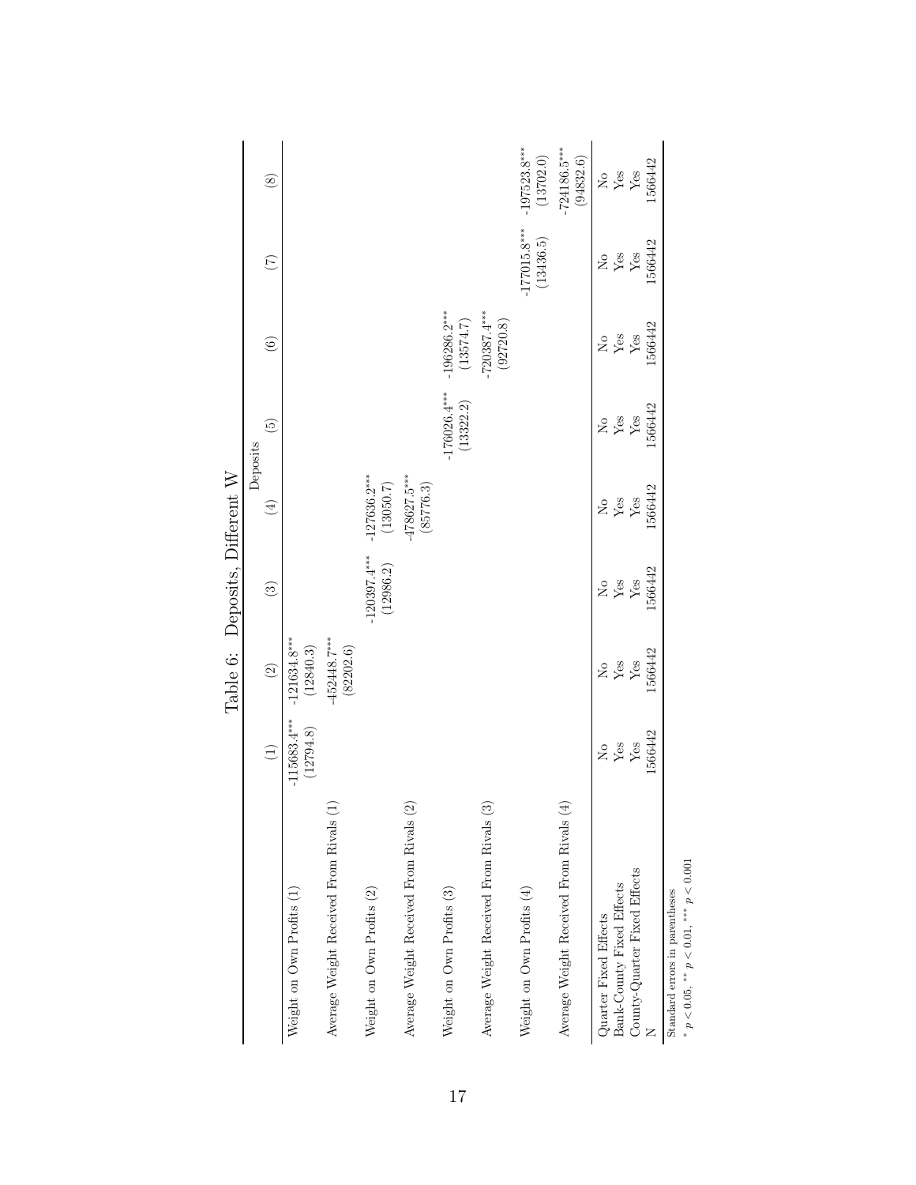Table 6: Deposits, Different W

| | (1) | (2) | (3) | (4) | (5) | (6) | (7) | (8) |
|---|---|---|---|---|---|---|---|---|
| | Deposits | | | | | | | |
| Weight on Own Profits (1) | -115683.4*** | -121634.8*** | | | | | | |
| | (12794.8) | (12840.3) | | | | | | |
| Average Weight Received From Rivals (1) | | -452448.7*** | | | | | | |
| | | (82202.6) | | | | | | |
| Weight on Own Profits (2) | | | -120397.4*** | -127636.2*** | | | | |
| | | | (12986.2) | (13050.7) | | | | |
| Average Weight Received From Rivals (2) | | | | -478627.5*** | | | | |
| | | | | (85776.3) | | | | |
| Weight on Own Profits (3) | | | | | -176026.4*** | -196286.2*** | | |
| | | | | | (13322.2) | (13574.7) | | |
| Average Weight Received From Rivals (3) | | | | | | -720387.4*** | | |
| | | | | | | (92720.8) | | |
| Weight on Own Profits (4) | | | | | | | -177015.8*** | -197523.8*** |
| | | | | | | | (13436.5) | (13702.0) |
| Average Weight Received From Rivals (4) | | | | | | | | -724186.5*** |
| | | | | | | | | (94832.6) |
| Quarter Fixed Effects | No | No | No | No | No | No | No | No |
| Bank-County Fixed Effects | Yes | Yes | Yes | Yes | Yes | Yes | Yes | Yes |
| County-Quarter Fixed Effects | Yes | Yes | Yes | Yes | Yes | Yes | Yes | Yes |
| N | 1566442 | 1566442 | 1566442 | 1566442 | 1566442 | 1566442 | 1566442 | 1566442 |

Standard errors in parentheses

\* $p < 0.05$, \*\* $p < 0.01$, \*\*\* $p < 0.001$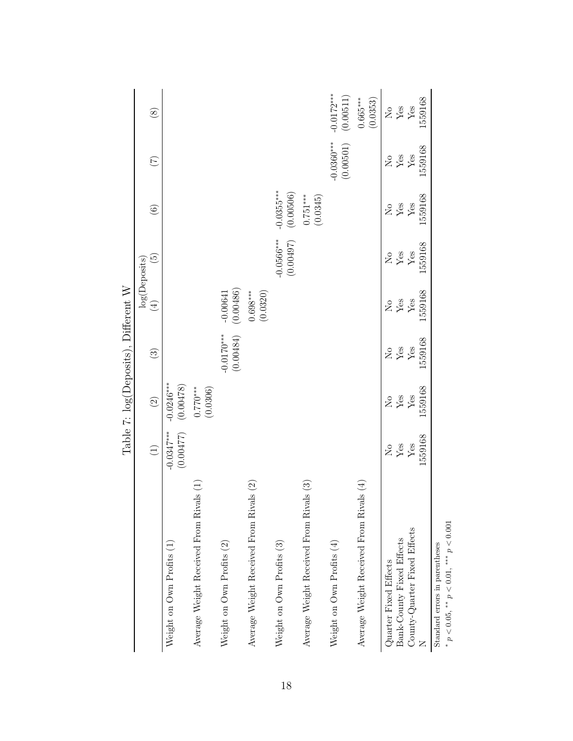Table 7: log(Deposits), Different W

| | (1) | (2) | (3) | (4) | (5) | (6) | (7) | (8) |
|---|---|---|---|---|---|---|---|---|
| | log(Deposits) | | | | | | | |
| Weight on Own Profits (1) | -0.0347*** | -0.0246*** | | | | | | |
| | (0.00477) | (0.00478) | | | | | | |
| Average Weight Received From Rivals (1) | | 0.770*** | | | | | | |
| | | (0.0306) | | | | | | |
| Weight on Own Profits (2) | | | -0.0170*** | -0.00641 | | | | |
| | | | (0.00484) | (0.00486) | | | | |
| Average Weight Received From Rivals (2) | | | | 0.698*** | | | | |
| | | | | (0.0320) | | | | |
| Weight on Own Profits (3) | | | | | -0.0566*** | -0.0355*** | | |
| | | | | | (0.00497) | (0.00506) | | |
| Average Weight Received From Rivals (3) | | | | | | 0.751*** | | |
| | | | | | | (0.0345) | | |
| Weight on Own Profits (4) | | | | | | | -0.0360*** | -0.0172*** |
| | | | | | | | (0.00501) | (0.00511) |
| Average Weight Received From Rivals (4) | | | | | | | | 0.665*** |
| | | | | | | | | (0.0353) |
| Quarter Fixed Effects | No | No | No | No | No | No | No | No |
| Bank-County Fixed Effects | Yes | Yes | Yes | Yes | Yes | Yes | Yes | Yes |
| County-Quarter Fixed Effects | Yes | Yes | Yes | Yes | Yes | Yes | Yes | Yes |
| N | 1559168 | 1559168 | 1559168 | 1559168 | 1559168 | 1559168 | 1559168 | 1559168 |

Standard errors in parentheses

\* $p < 0.05$, \*\* $p < 0.01$, \*\*\* $p < 0.001$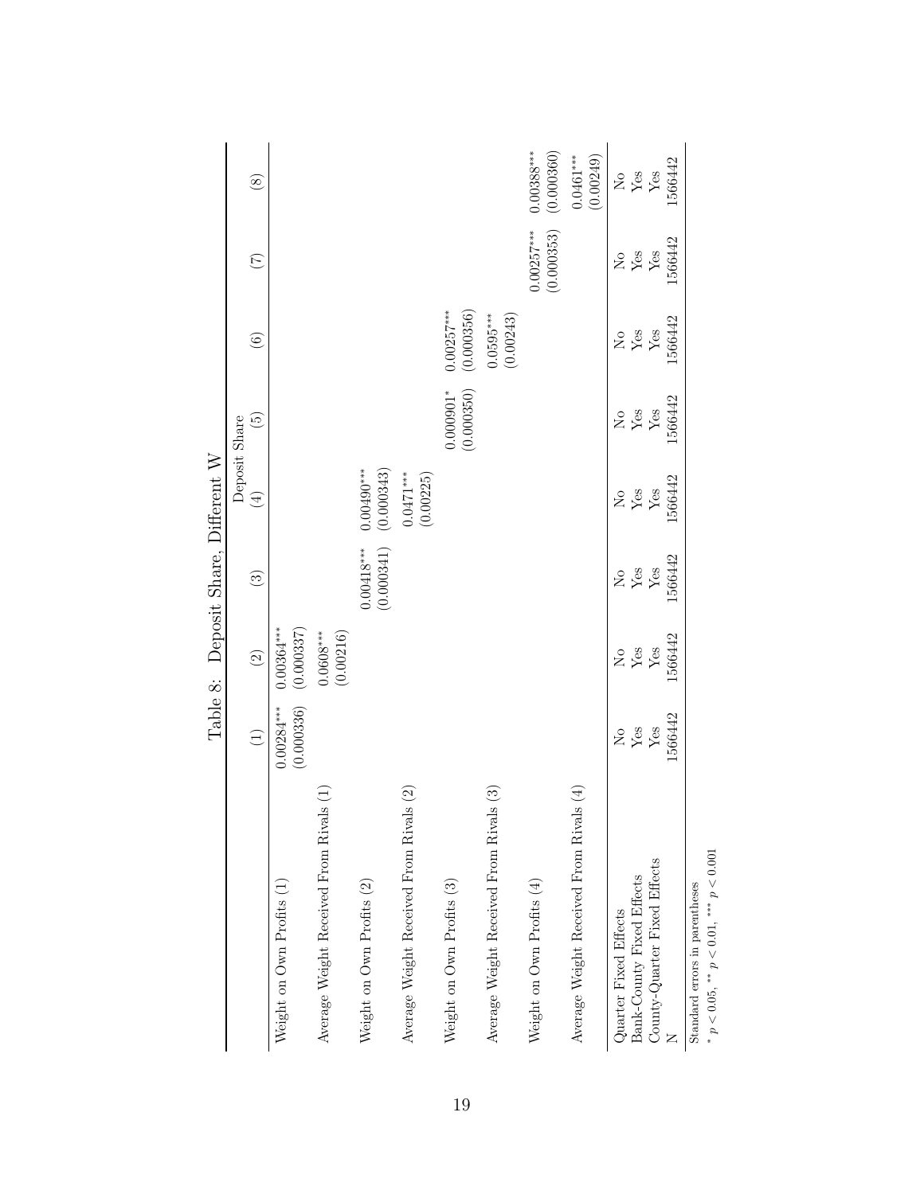Table 8: Deposit Share, Different W

| | Deposit Share | | | | | | | |
|---|---|---|---|---|---|---|---|---|
| | (1) | (2) | (3) | (4) | (5) | (6) | (7) | (8) |
| Weight on Own Profits (1) | 0.00284*** | 0.00364*** | | | | | | |
| | (0.000336) | (0.000337) | | | | | | |
| Average Weight Received From Rivals (1) | | 0.0608*** | | | | | | |
| | | (0.00216) | | | | | | |
| Weight on Own Profits (2) | | | 0.00418*** | 0.00490*** | | | | |
| | | | (0.000341) | (0.000343) | | | | |
| Average Weight Received From Rivals (2) | | | | 0.0471*** | | | | |
| | | | | (0.00225) | | | | |
| Weight on Own Profits (3) | | | | | 0.000901* | 0.00257*** | | |
| | | | | | (0.000350) | (0.000356) | | |
| Average Weight Received From Rivals (3) | | | | | | 0.0595*** | | |
| | | | | | | (0.00243) | | |
| Weight on Own Profits (4) | | | | | | | 0.00257*** | 0.00388*** |
| | | | | | | | (0.000353) | (0.000360) |
| Average Weight Received From Rivals (4) | | | | | | | | 0.0461*** |
| | | | | | | | | (0.00249) |
| Quarter Fixed Effects | No | No | No | No | No | No | No | No |
| Bank-County Fixed Effects | Yes | Yes | Yes | Yes | Yes | Yes | Yes | Yes |
| County-Quarter Fixed Effects | Yes | Yes | Yes | Yes | Yes | Yes | Yes | Yes |
| N | 1566442 | 1566442 | 1566442 | 1566442 | 1566442 | 1566442 | 1566442 | 1566442 |

Standard errors in parentheses

* $p < 0.05$, ** $p < 0.01$, *** $p < 0.001$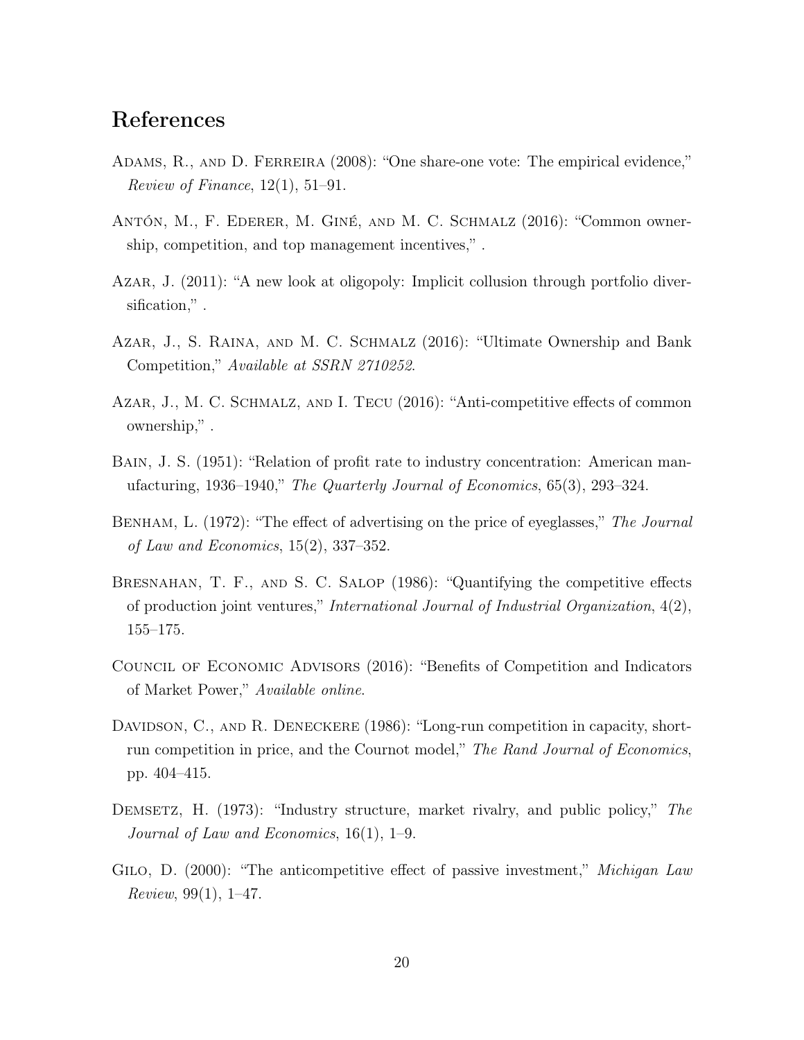## References

Adams, R., and D. Ferreira (2008): "One share-one vote: The empirical evidence," *Review of Finance*, 12(1), 51–91.

Antón, M., F. Ederer, M. Giné, and M. C. Schmalz (2016): "Common ownership, competition, and top management incentives," .

Azar, J. (2011): "A new look at oligopoly: Implicit collusion through portfolio diversification," .

Azar, J., S. Raina, and M. C. Schmalz (2016): "Ultimate Ownership and Bank Competition," *Available at SSRN 2710252*.

Azar, J., M. C. Schmalz, and I. Tecu (2016): "Anti-competitive effects of common ownership," .

Bain, J. S. (1951): "Relation of profit rate to industry concentration: American manufacturing, 1936–1940," *The Quarterly Journal of Economics*, 65(3), 293–324.

Benham, L. (1972): "The effect of advertising on the price of eyeglasses," *The Journal of Law and Economics*, 15(2), 337–352.

Bresnahan, T. F., and S. C. Salop (1986): "Quantifying the competitive effects of production joint ventures," *International Journal of Industrial Organization*, 4(2), 155–175.

Council of Economic Advisors (2016): "Benefits of Competition and Indicators of Market Power," *Available online*.

Davidson, C., and R. Deneckere (1986): "Long-run competition in capacity, short-run competition in price, and the Cournot model," *The Rand Journal of Economics*, pp. 404–415.

Demsetz, H. (1973): "Industry structure, market rivalry, and public policy," *The Journal of Law and Economics*, 16(1), 1–9.

Gilo, D. (2000): "The anticompetitive effect of passive investment," *Michigan Law Review*, 99(1), 1–47.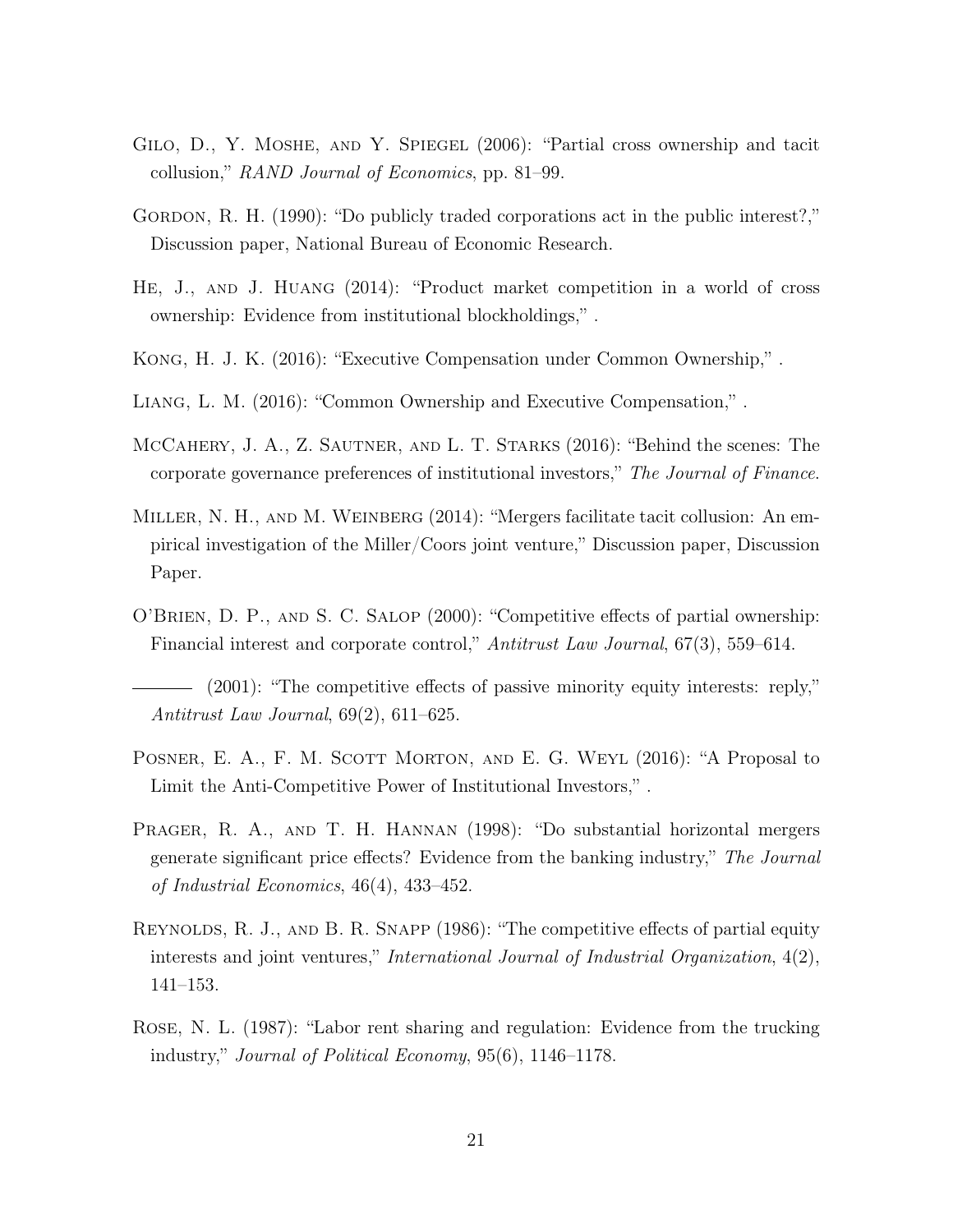Gilo, D., Y. Moshe, and Y. Spiegel (2006): "Partial cross ownership and tacit collusion," *RAND Journal of Economics*, pp. 81–99.

Gordon, R. H. (1990): "Do publicly traded corporations act in the public interest?," Discussion paper, National Bureau of Economic Research.

He, J., and J. Huang (2014): "Product market competition in a world of cross ownership: Evidence from institutional blockholdings," .

Kong, H. J. K. (2016): "Executive Compensation under Common Ownership," .

Liang, L. M. (2016): "Common Ownership and Executive Compensation," .

McCahery, J. A., Z. Sautner, and L. T. Starks (2016): "Behind the scenes: The corporate governance preferences of institutional investors," *The Journal of Finance*.

Miller, N. H., and M. Weinberg (2014): "Mergers facilitate tacit collusion: An empirical investigation of the Miller/Coors joint venture," Discussion paper, Discussion Paper.

O'Brien, D. P., and S. C. Salop (2000): "Competitive effects of partial ownership: Financial interest and corporate control," *Antitrust Law Journal*, 67(3), 559–614.

——— (2001): "The competitive effects of passive minority equity interests: reply," *Antitrust Law Journal*, 69(2), 611–625.

Posner, E. A., F. M. Scott Morton, and E. G. Weyl (2016): "A Proposal to Limit the Anti-Competitive Power of Institutional Investors," .

Prager, R. A., and T. H. Hannan (1998): "Do substantial horizontal mergers generate significant price effects? Evidence from the banking industry," *The Journal of Industrial Economics*, 46(4), 433–452.

Reynolds, R. J., and B. R. Snapp (1986): "The competitive effects of partial equity interests and joint ventures," *International Journal of Industrial Organization*, 4(2), 141–153.

Rose, N. L. (1987): "Labor rent sharing and regulation: Evidence from the trucking industry," *Journal of Political Economy*, 95(6), 1146–1178.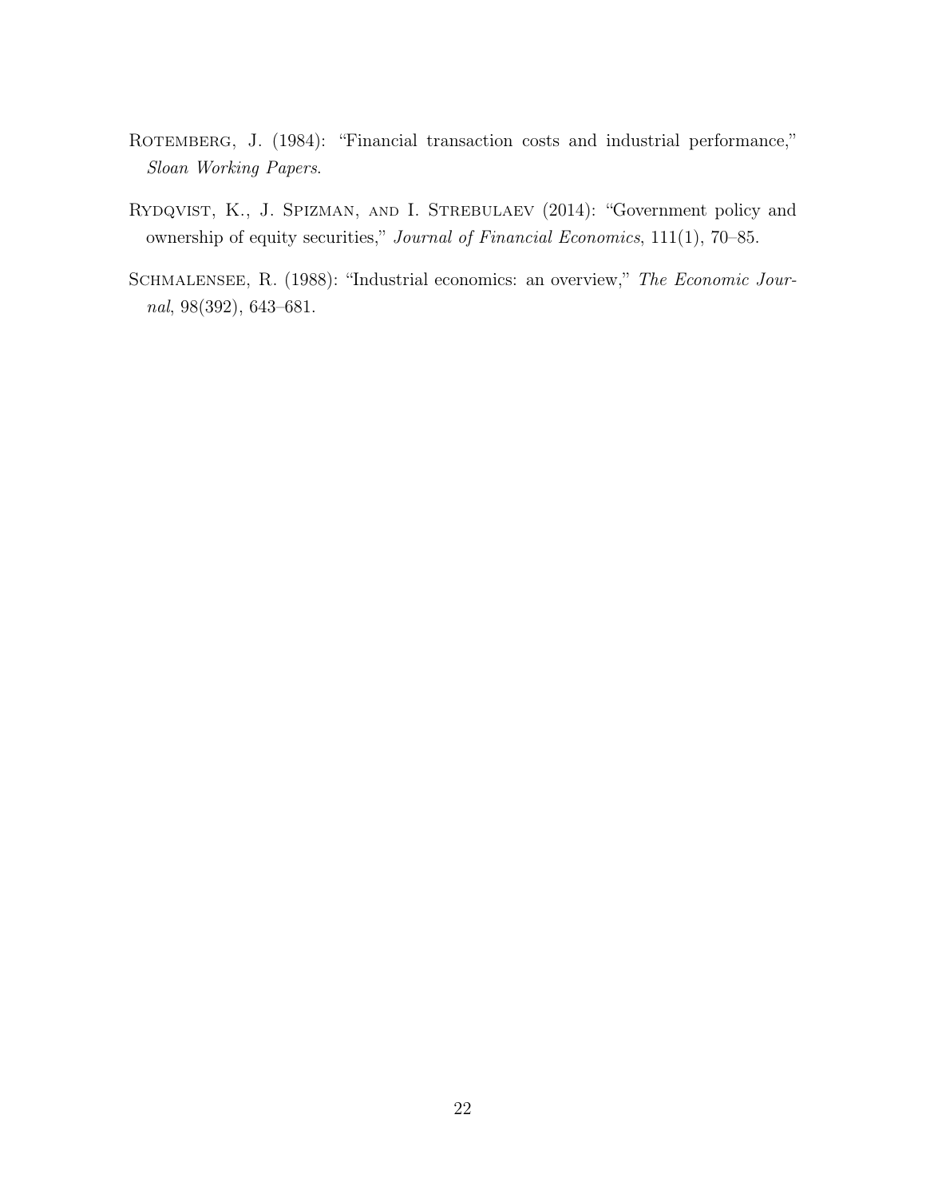Rotemberg, J. (1984): "Financial transaction costs and industrial performance," *Sloan Working Papers*.

Rydqvist, K., J. Spizman, and I. Strebulaev (2014): "Government policy and ownership of equity securities," *Journal of Financial Economics*, 111(1), 70–85.

Schmalensee, R. (1988): "Industrial economics: an overview," *The Economic Journal*, 98(392), 643–681.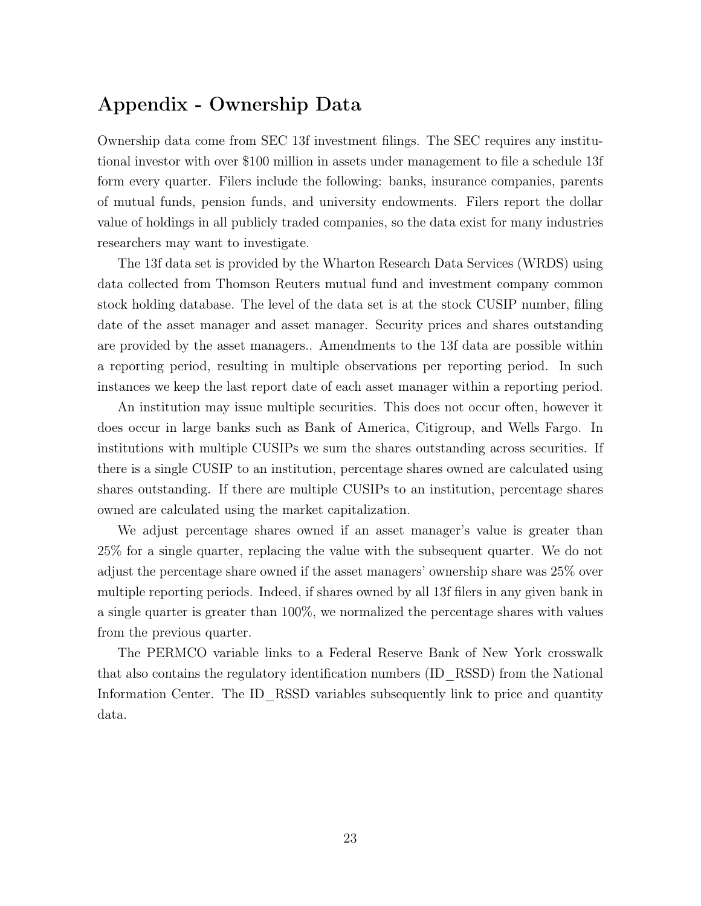# Appendix - Ownership Data

Ownership data come from SEC 13f investment filings. The SEC requires any institutional investor with over $100 million in assets under management to file a schedule 13f form every quarter. Filers include the following: banks, insurance companies, parents of mutual funds, pension funds, and university endowments. Filers report the dollar value of holdings in all publicly traded companies, so the data exist for many industries researchers may want to investigate.

The 13f data set is provided by the Wharton Research Data Services (WRDS) using data collected from Thomson Reuters mutual fund and investment company common stock holding database. The level of the data set is at the stock CUSIP number, filing date of the asset manager and asset manager. Security prices and shares outstanding are provided by the asset managers.. Amendments to the 13f data are possible within a reporting period, resulting in multiple observations per reporting period. In such instances we keep the last report date of each asset manager within a reporting period.

An institution may issue multiple securities. This does not occur often, however it does occur in large banks such as Bank of America, Citigroup, and Wells Fargo. In institutions with multiple CUSIPs we sum the shares outstanding across securities. If there is a single CUSIP to an institution, percentage shares owned are calculated using shares outstanding. If there are multiple CUSIPs to an institution, percentage shares owned are calculated using the market capitalization.

We adjust percentage shares owned if an asset manager's value is greater than 25% for a single quarter, replacing the value with the subsequent quarter. We do not adjust the percentage share owned if the asset managers' ownership share was 25% over multiple reporting periods. Indeed, if shares owned by all 13f filers in any given bank in a single quarter is greater than 100%, we normalized the percentage shares with values from the previous quarter.

The PERMCO variable links to a Federal Reserve Bank of New York crosswalk that also contains the regulatory identification numbers (ID_RSSD) from the National Information Center. The ID_RSSD variables subsequently link to price and quantity data.